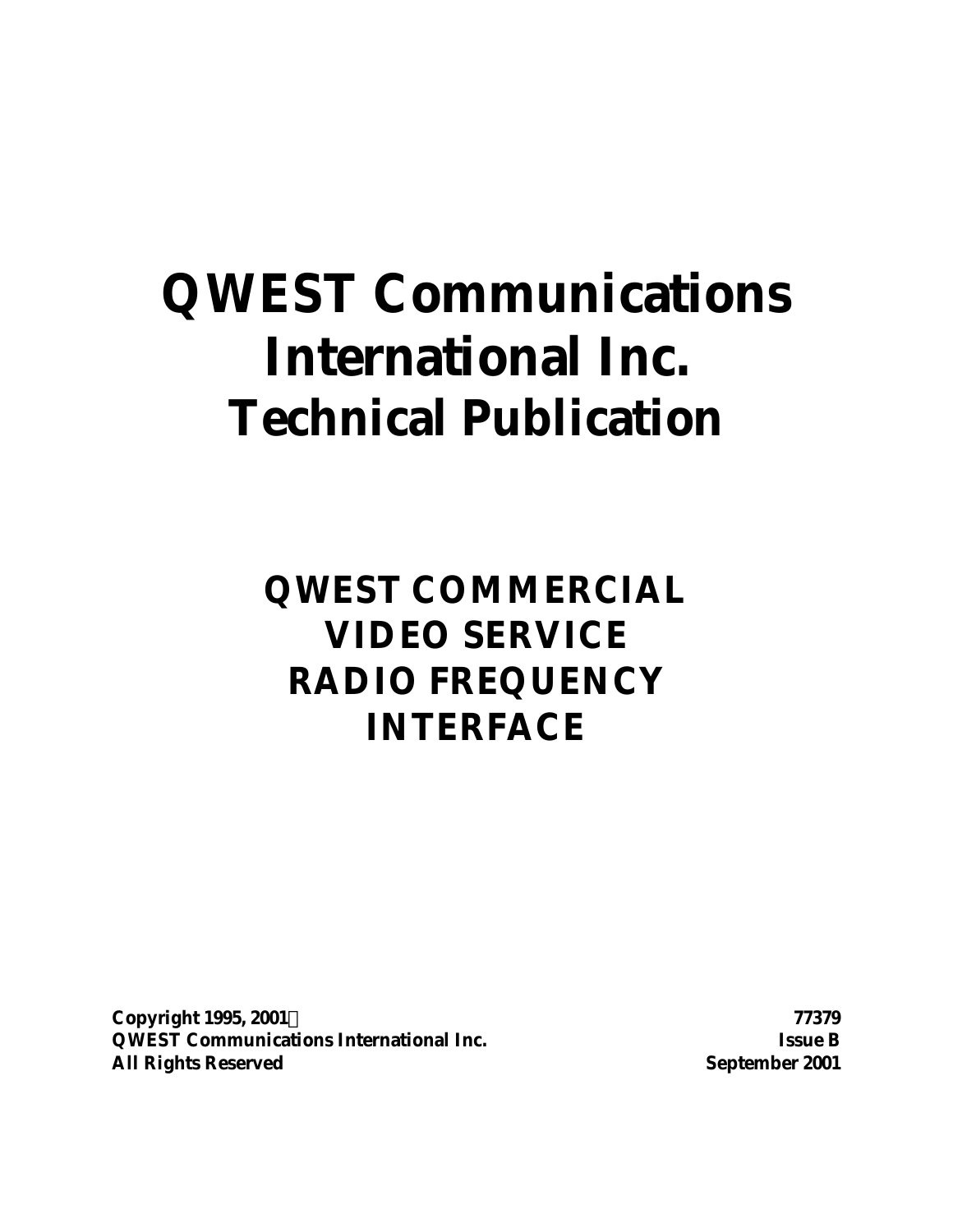# QWEST Communications International Inc. Technical Publication

## QWEST COMMERCIAL VIDEO SERVICE RADIO FREQUENCY INTERFACE

**Copyright 1995, 2001©**
**QWEST Communications International Inc.**
**All Rights Reserved**

**77379**
**Issue B**
**September 2001**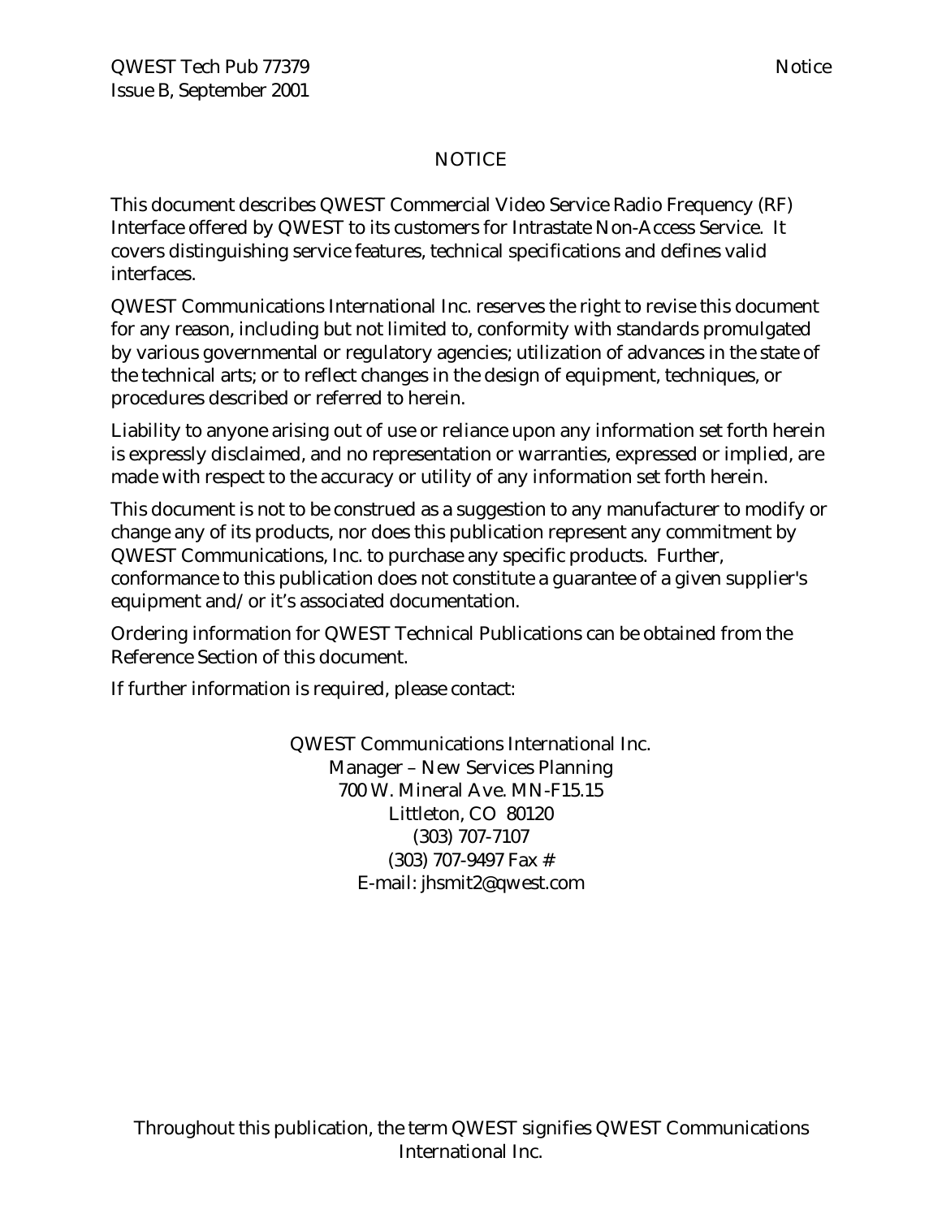# NOTICE

This document describes QWEST Commercial Video Service Radio Frequency (RF) Interface offered by QWEST to its customers for Intrastate Non-Access Service. It covers distinguishing service features, technical specifications and defines valid interfaces.

QWEST Communications International Inc. reserves the right to revise this document for any reason, including but not limited to, conformity with standards promulgated by various governmental or regulatory agencies; utilization of advances in the state of the technical arts; or to reflect changes in the design of equipment, techniques, or procedures described or referred to herein.

Liability to anyone arising out of use or reliance upon any information set forth herein is expressly disclaimed, and no representation or warranties, expressed or implied, are made with respect to the accuracy or utility of any information set forth herein.

This document is not to be construed as a suggestion to any manufacturer to modify or change any of its products, nor does this publication represent any commitment by QWEST Communications, Inc. to purchase any specific products. Further, conformance to this publication does not constitute a guarantee of a given supplier's equipment and/or it's associated documentation.

Ordering information for QWEST Technical Publications can be obtained from the Reference Section of this document.

If further information is required, please contact:

QWEST Communications International Inc.
Manager – New Services Planning
700 W. Mineral Ave. MN-F15.15
Littleton, CO 80120
(303) 707-7107
(303) 707-9497 Fax #
E-mail: jhsmit2@qwest.com

Throughout this publication, the term QWEST signifies QWEST Communications International Inc.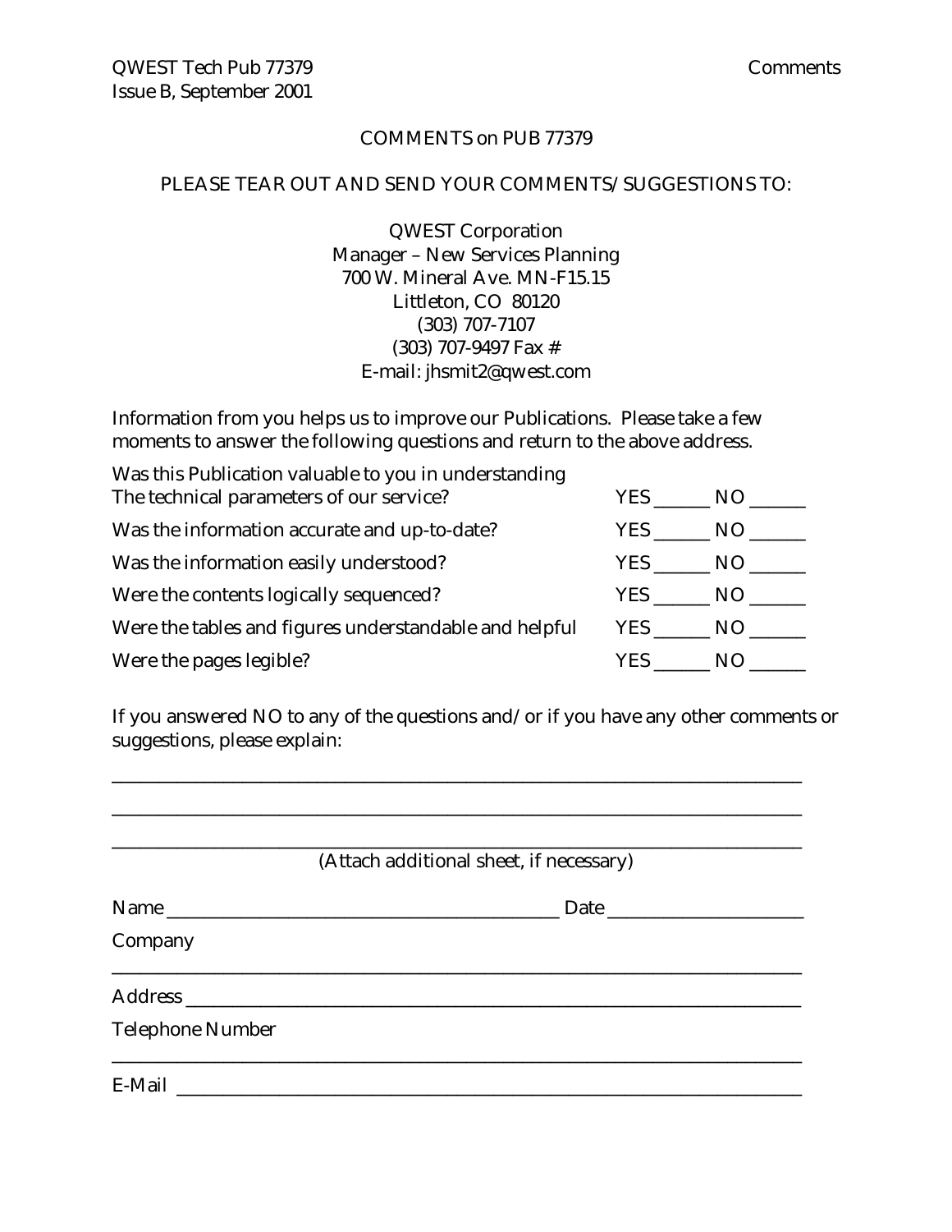## COMMENTS on PUB 77379

PLEASE TEAR OUT AND SEND YOUR COMMENTS/SUGGESTIONS TO:

QWEST Corporation
Manager – New Services Planning
700 W. Mineral Ave. MN-F15.15
Littleton, CO 80120
(303) 707-7107
(303) 707-9497 Fax #
E-mail: jhsmit2@qwest.com

Information from you helps us to improve our Publications. Please take a few moments to answer the following questions and return to the above address.

| | |
|---|---|
| Was this Publication valuable to you in understanding The technical parameters of our service? | YES ______ NO ______ |
| Was the information accurate and up-to-date? | YES ______ NO ______ |
| Was the information easily understood? | YES ______ NO ______ |
| Were the contents logically sequenced? | YES ______ NO ______ |
| Were the tables and figures understandable and helpful | YES ______ NO ______ |
| Were the pages legible? | YES ______ NO ______ |

If you answered NO to any of the questions and/or if you have any other comments or suggestions, please explain:

_______________________________________________________________________________

_______________________________________________________________________________

_______________________________________________________________________________

(Attach additional sheet, if necessary)

Name ____________________________________________ Date ______________________

Company _______________________________________________________________________

Address _______________________________________________________________________

Telephone Number _______________________________________________________________

E-Mail ________________________________________________________________________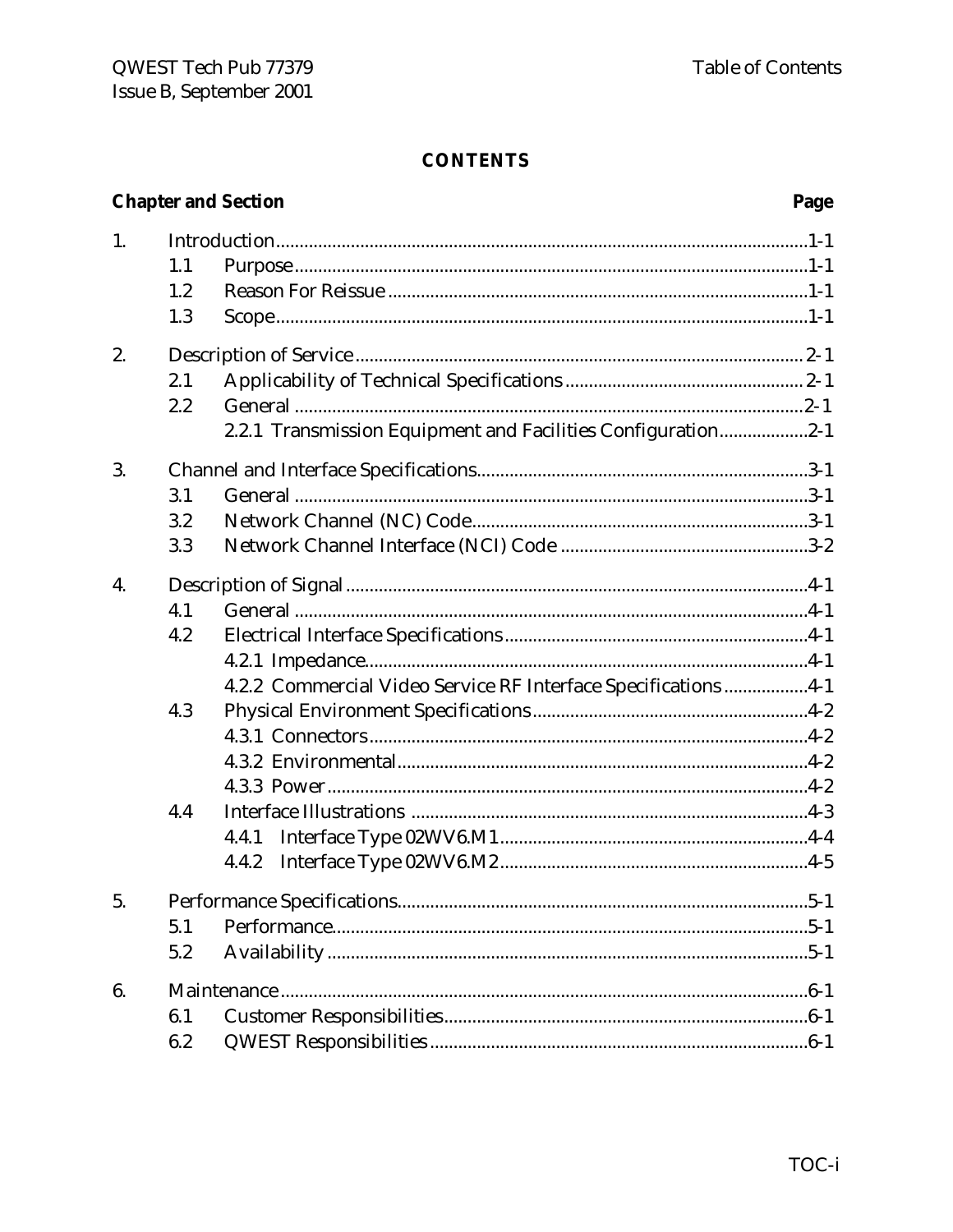# CONTENTS

| Chapter and Section | | | Page |
|---|---|---|---|
| 1. | Introduction | | 1-1 |
| | 1.1 | Purpose | 1-1 |
| | 1.2 | Reason For Reissue | 1-1 |
| | 1.3 | Scope | 1-1 |
| 2. | Description of Service | | 2-1 |
| | 2.1 | Applicability of Technical Specifications | 2-1 |
| | 2.2 | General | 2-1 |
| | | 2.2.1 Transmission Equipment and Facilities Configuration | 2-1 |
| 3. | Channel and Interface Specifications | | 3-1 |
| | 3.1 | General | 3-1 |
| | 3.2 | Network Channel (NC) Code | 3-1 |
| | 3.3 | Network Channel Interface (NCI) Code | 3-2 |
| 4. | Description of Signal | | 4-1 |
| | 4.1 | General | 4-1 |
| | 4.2 | Electrical Interface Specifications | 4-1 |
| | | 4.2.1 Impedance | 4-1 |
| | | 4.2.2 Commercial Video Service RF Interface Specifications | 4-1 |
| | 4.3 | Physical Environment Specifications | 4-2 |
| | | 4.3.1 Connectors | 4-2 |
| | | 4.3.2 Environmental | 4-2 |
| | | 4.3.3 Power | 4-2 |
| | 4.4 | Interface Illustrations | 4-3 |
| | | 4.4.1 Interface Type 02WV6.M1 | 4-4 |
| | | 4.4.2 Interface Type 02WV6.M2 | 4-5 |
| 5. | Performance Specifications | | 5-1 |
| | 5.1 | Performance | 5-1 |
| | 5.2 | Availability | 5-1 |
| 6. | Maintenance | | 6-1 |
| | 6.1 | Customer Responsibilities | 6-1 |
| | 6.2 | QWEST Responsibilities | 6-1 |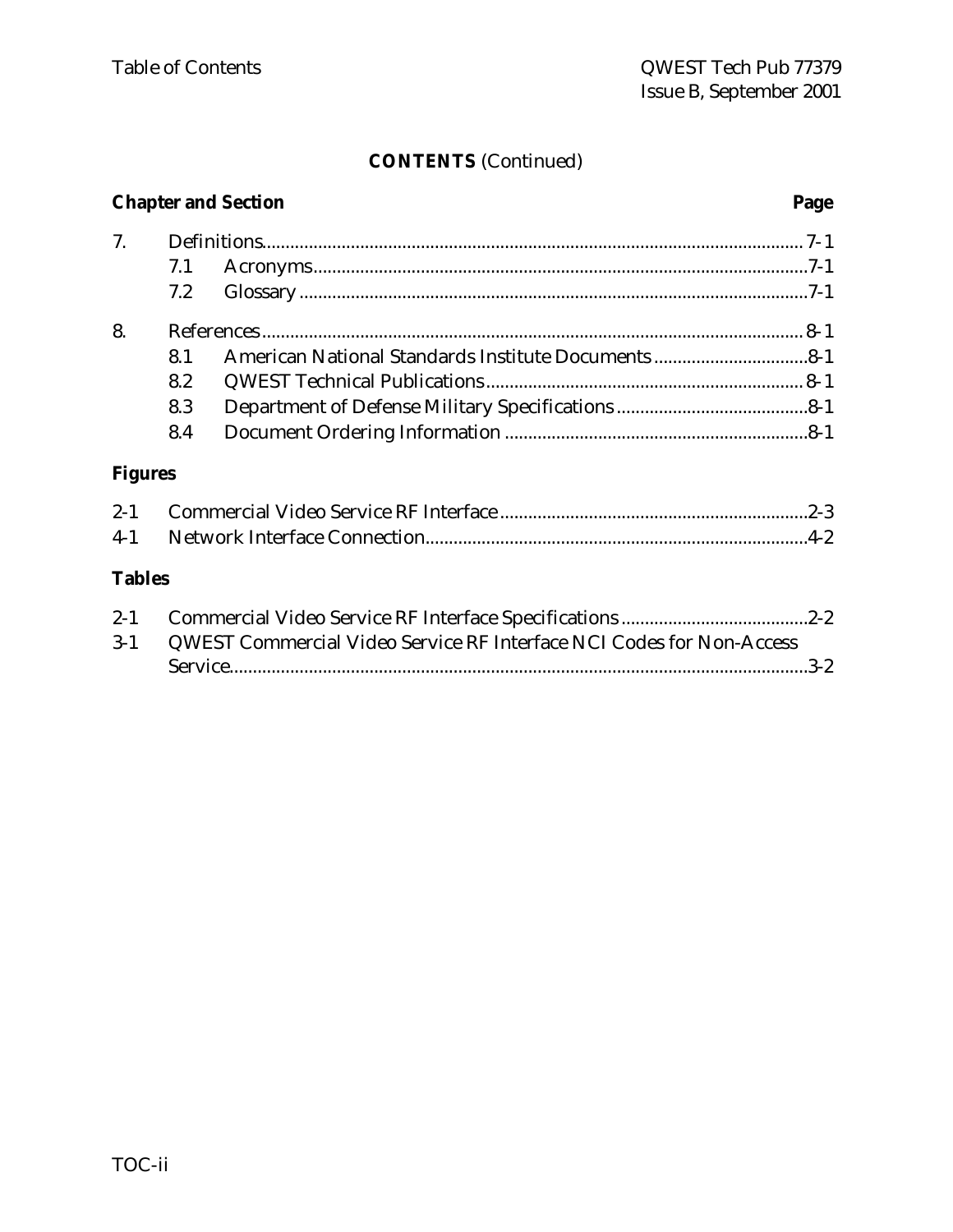## CONTENTS (Continued)

| Chapter and Section | | | Page |
|---|---|---|---|
| 7. | Definitions | | 7-1 |
| | 7.1 | Acronyms | 7-1 |
| | 7.2 | Glossary | 7-1 |
| 8. | References | | 8-1 |
| | 8.1 | American National Standards Institute Documents | 8-1 |
| | 8.2 | QWEST Technical Publications | 8-1 |
| | 8.3 | Department of Defense Military Specifications | 8-1 |
| | 8.4 | Document Ordering Information | 8-1 |

### Figures

| | | |
|---|---|---|
| 2-1 | Commercial Video Service RF Interface | 2-3 |
| 4-1 | Network Interface Connection | 4-2 |

### Tables

| | | |
|---|---|---|
| 2-1 | Commercial Video Service RF Interface Specifications | 2-2 |
| 3-1 | QWEST Commercial Video Service RF Interface NCI Codes for Non-Access Service | 3-2 |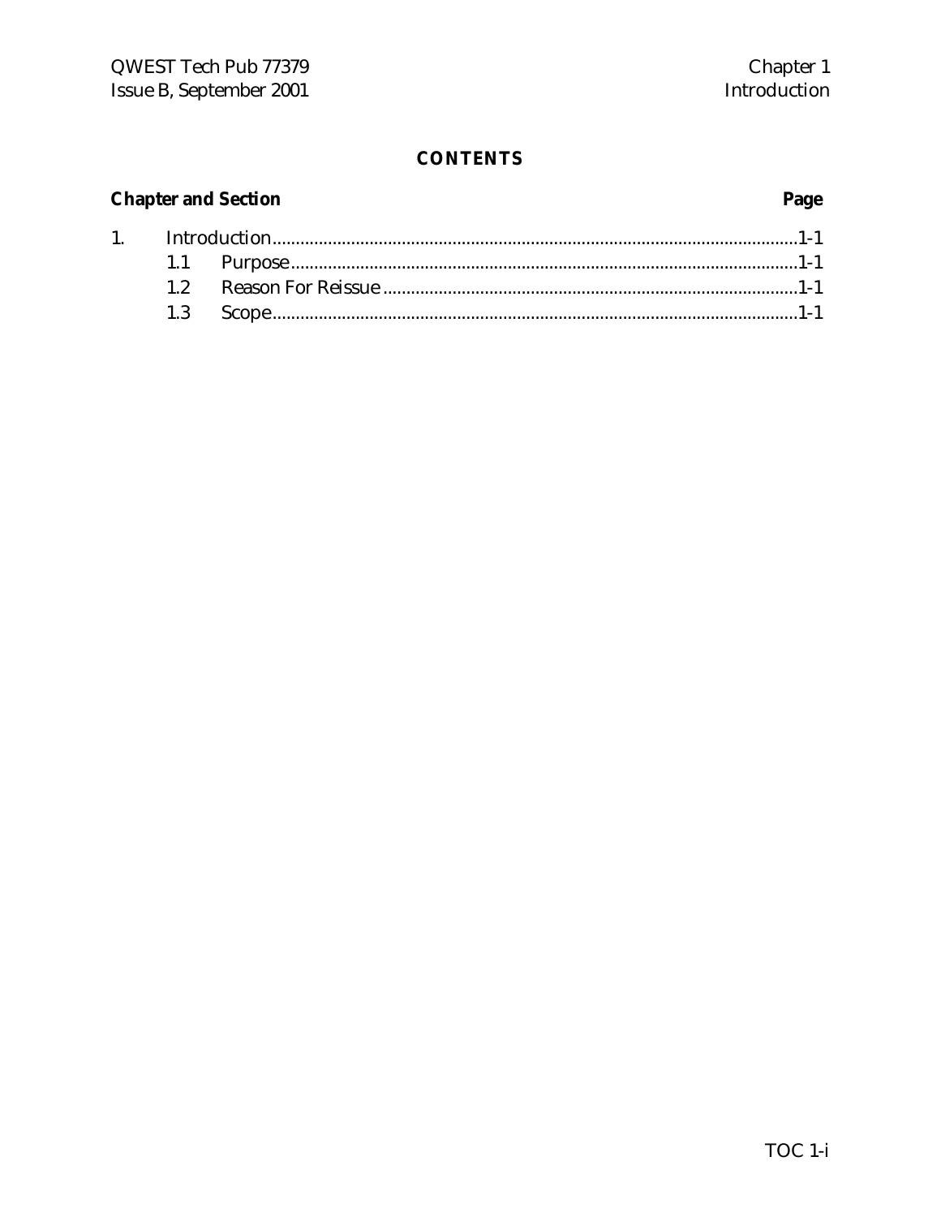## CONTENTS

| Chapter and Section | | Page |
|---|---|---|
| 1. | Introduction | 1-1 |
| 1.1 | Purpose | 1-1 |
| 1.2 | Reason For Reissue | 1-1 |
| 1.3 | Scope | 1-1 |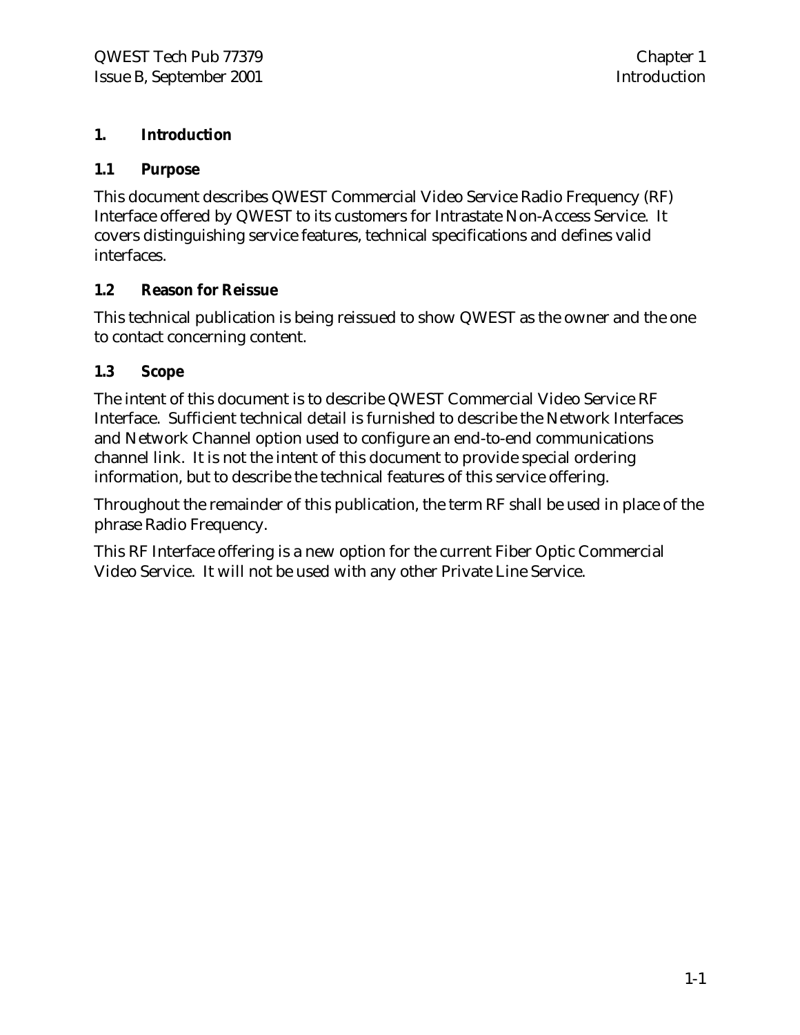# 1. Introduction

## 1.1 Purpose

This document describes QWEST Commercial Video Service Radio Frequency (RF) Interface offered by QWEST to its customers for Intrastate Non-Access Service. It covers distinguishing service features, technical specifications and defines valid interfaces.

## 1.2 Reason for Reissue

This technical publication is being reissued to show QWEST as the owner and the one to contact concerning content.

## 1.3 Scope

The intent of this document is to describe QWEST Commercial Video Service RF Interface. Sufficient technical detail is furnished to describe the Network Interfaces and Network Channel option used to configure an end-to-end communications channel link. It is not the intent of this document to provide special ordering information, but to describe the technical features of this service offering.

Throughout the remainder of this publication, the term RF shall be used in place of the phrase Radio Frequency.

This RF Interface offering is a new option for the current Fiber Optic Commercial Video Service. It will not be used with any other Private Line Service.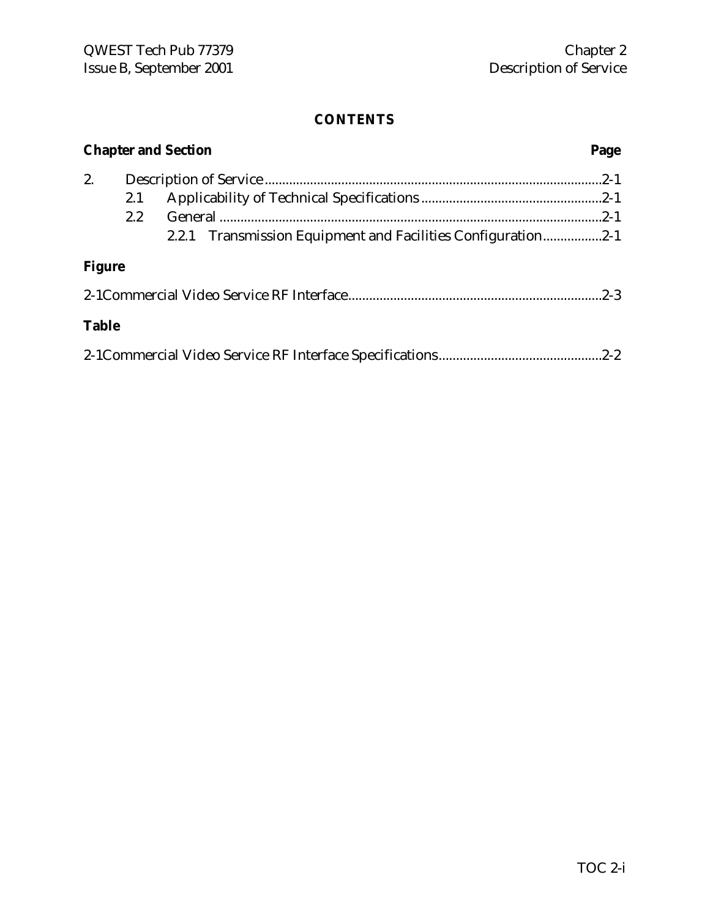# CONTENTS

**Chapter and Section** **Page**

2. Description of Service ....................................................................................................2-1
   2.1 Applicability of Technical Specifications ...................................................2-1
   2.2 General ...............................................................................................................2-1
      2.2.1 Transmission Equipment and Facilities Configuration.................2-1

**Figure**

2-1Commercial Video Service RF Interface........................................................................2-3

**Table**

2-1Commercial Video Service RF Interface Specifications...............................................2-2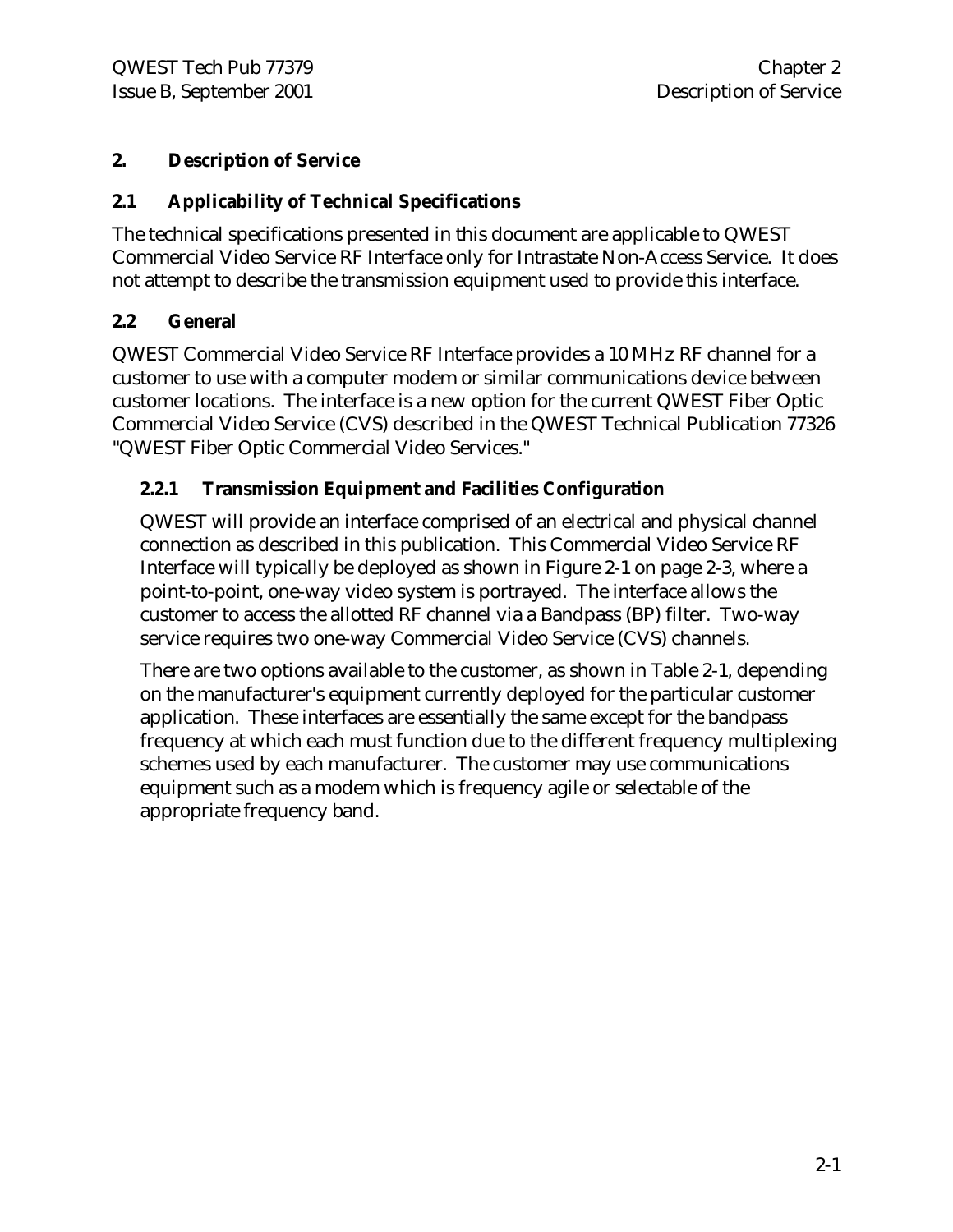# 2. Description of Service

## 2.1 Applicability of Technical Specifications

The technical specifications presented in this document are applicable to QWEST Commercial Video Service RF Interface only for Intrastate Non-Access Service. It does not attempt to describe the transmission equipment used to provide this interface.

## 2.2 General

QWEST Commercial Video Service RF Interface provides a 10 MHz RF channel for a customer to use with a computer modem or similar communications device between customer locations. The interface is a new option for the current QWEST Fiber Optic Commercial Video Service (CVS) described in the QWEST Technical Publication 77326 "QWEST Fiber Optic Commercial Video Services."

### 2.2.1 Transmission Equipment and Facilities Configuration

QWEST will provide an interface comprised of an electrical and physical channel connection as described in this publication. This Commercial Video Service RF Interface will typically be deployed as shown in Figure 2-1 on page 2-3, where a point-to-point, one-way video system is portrayed. The interface allows the customer to access the allotted RF channel via a Bandpass (BP) filter. Two-way service requires two one-way Commercial Video Service (CVS) channels.

There are two options available to the customer, as shown in Table 2-1, depending on the manufacturer's equipment currently deployed for the particular customer application. These interfaces are essentially the same except for the bandpass frequency at which each must function due to the different frequency multiplexing schemes used by each manufacturer. The customer may use communications equipment such as a modem which is frequency agile or selectable of the appropriate frequency band.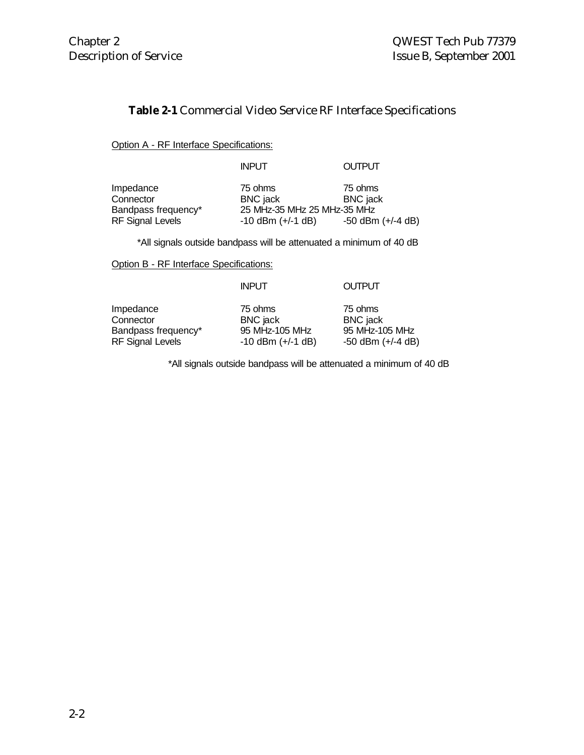**Table 2-1** Commercial Video Service RF Interface Specifications

Option A - RF Interface Specifications:

| | INPUT | OUTPUT |
|---|---|---|
| Impedance | 75 ohms | 75 ohms |
| Connector | BNC jack | BNC jack |
| Bandpass frequency* | 25 MHz-35 MHz | 25 MHz-35 MHz |
| RF Signal Levels | -10 dBm (+/-1 dB) | -50 dBm (+/-4 dB) |

*All signals outside bandpass will be attenuated a minimum of 40 dB

Option B - RF Interface Specifications:

| | INPUT | OUTPUT |
|---|---|---|
| Impedance | 75 ohms | 75 ohms |
| Connector | BNC jack | BNC jack |
| Bandpass frequency* | 95 MHz-105 MHz | 95 MHz-105 MHz |
| RF Signal Levels | -10 dBm (+/-1 dB) | -50 dBm (+/-4 dB) |

*All signals outside bandpass will be attenuated a minimum of 40 dB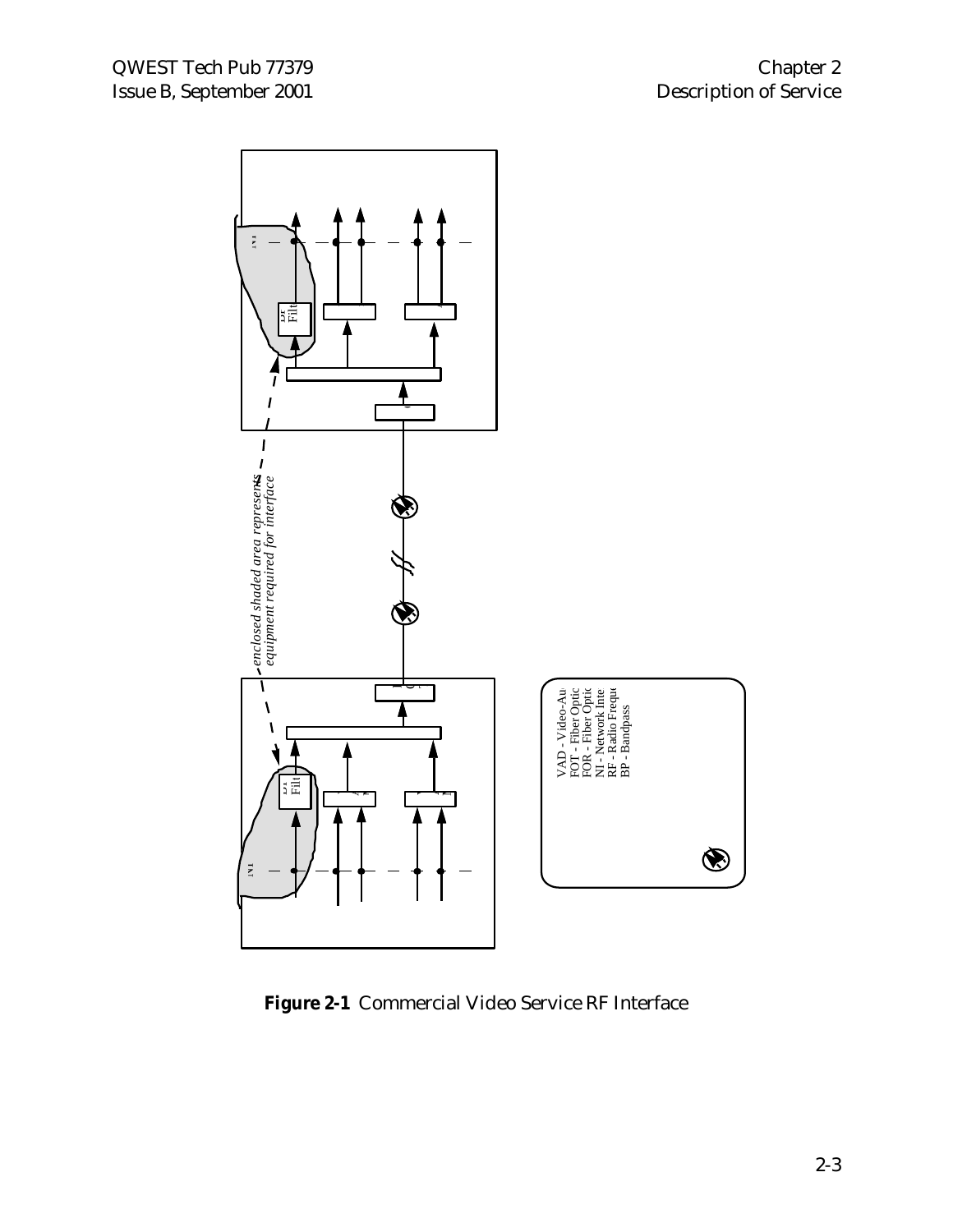enclosed shaded area represents equipment required for interface

VAD - Video-Au
FOT - Fiber Optic
FOR - Fiber Optic
NI - Network Inte
RF - Radio Freque
BP - Bandpass

**Figure 2-1** Commercial Video Service RF Interface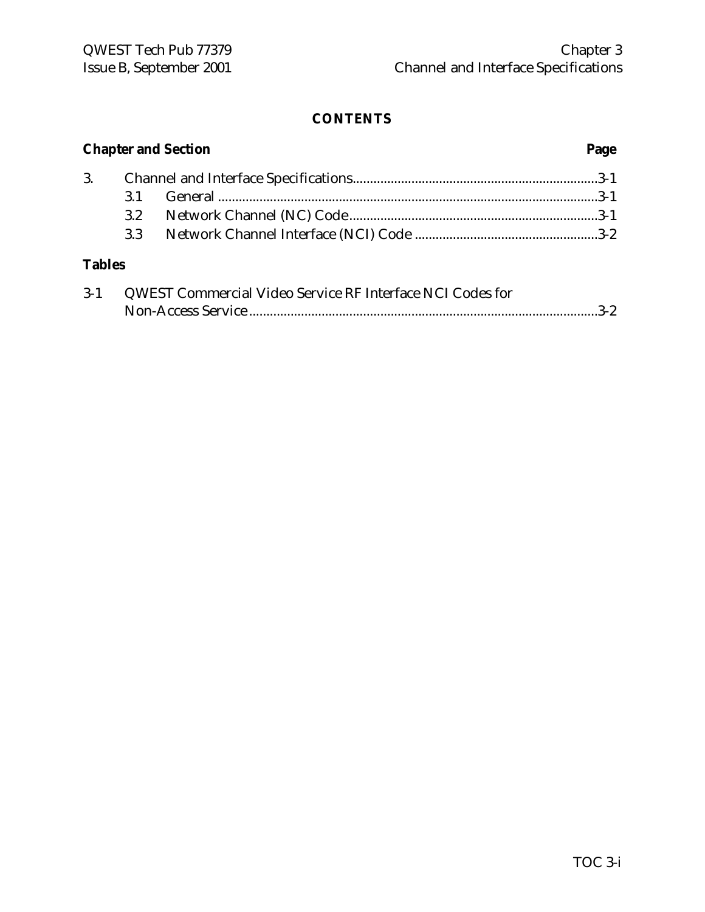**CONTENTS**

**Chapter and Section** **Page**

3. Channel and Interface Specifications.......................................................................3-1
   - 3.1 General .............................................................................................................3-1
   - 3.2 Network Channel (NC) Code........................................................................3-1
   - 3.3 Network Channel Interface (NCI) Code .....................................................3-2

**Tables**

3-1 QWEST Commercial Video Service RF Interface NCI Codes for Non-Access Service.....................................................................................................3-2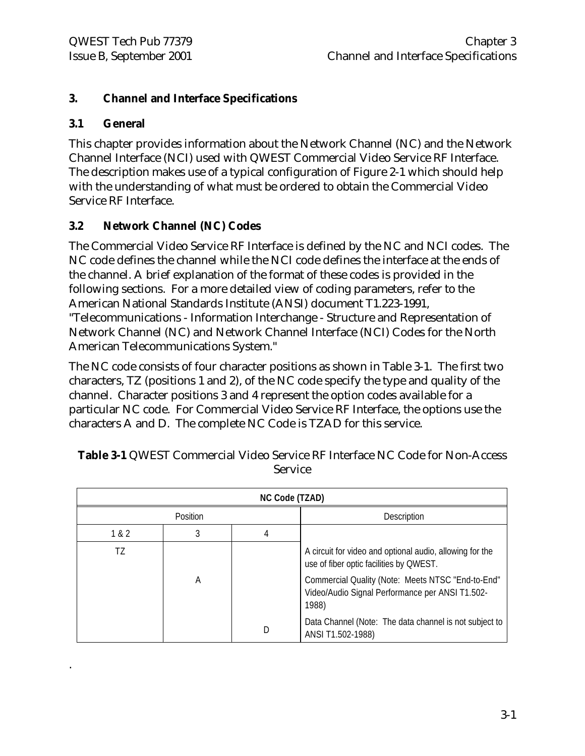# 3. Channel and Interface Specifications

## 3.1 General

This chapter provides information about the Network Channel (NC) and the Network Channel Interface (NCI) used with QWEST Commercial Video Service RF Interface. The description makes use of a typical configuration of Figure 2-1 which should help with the understanding of what must be ordered to obtain the Commercial Video Service RF Interface.

## 3.2 Network Channel (NC) Codes

The Commercial Video Service RF Interface is defined by the NC and NCI codes. The NC code defines the channel while the NCI code defines the interface at the ends of the channel. A brief explanation of the format of these codes is provided in the following sections. For a more detailed view of coding parameters, refer to the American National Standards Institute (ANSI) document T1.223-1991, "Telecommunications - Information Interchange - Structure and Representation of Network Channel (NC) and Network Channel Interface (NCI) Codes for the North American Telecommunications System."

The NC code consists of four character positions as shown in Table 3-1. The first two characters, TZ (positions 1 and 2), of the NC code specify the type and quality of the channel. Character positions 3 and 4 represent the option codes available for a particular NC code. For Commercial Video Service RF Interface, the options use the characters A and D. The complete NC Code is TZAD for this service.

**Table 3-1** QWEST Commercial Video Service RF Interface NC Code for Non-Access Service

| NC Code (TZAD) | | | |
|---|---|---|---|
| Position | | | Description |
| 1 & 2 | 3 | 4 | |
| TZ | | | A circuit for video and optional audio, allowing for the use of fiber optic facilities by QWEST. |
| | A | | Commercial Quality (Note: Meets NTSC "End-to-End" Video/Audio Signal Performance per ANSI T1.502-1988) |
| | | D | Data Channel (Note: The data channel is not subject to ANSI T1.502-1988) |

.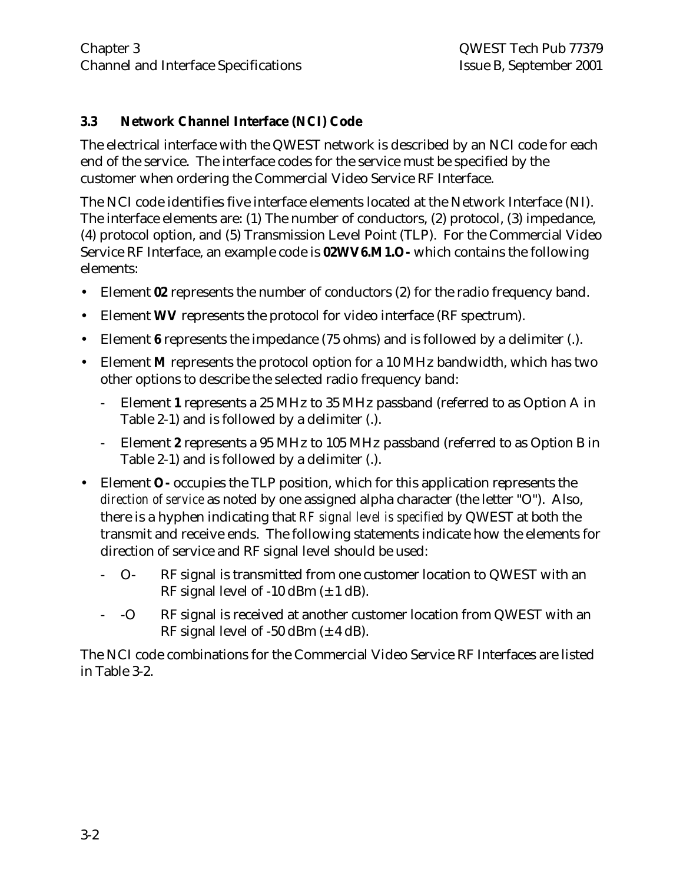### 3.3 Network Channel Interface (NCI) Code

The electrical interface with the QWEST network is described by an NCI code for each end of the service. The interface codes for the service must be specified by the customer when ordering the Commercial Video Service RF Interface.

The NCI code identifies five interface elements located at the Network Interface (NI). The interface elements are: (1) The number of conductors, (2) protocol, (3) impedance, (4) protocol option, and (5) Transmission Level Point (TLP). For the Commercial Video Service RF Interface, an example code is **02WV6.M1.O-** which contains the following elements:

- Element **02** represents the number of conductors (2) for the radio frequency band.
- Element **WV** represents the protocol for video interface (RF spectrum).
- Element **6** represents the impedance (75 ohms) and is followed by a delimiter (.).
- Element **M** represents the protocol option for a 10 MHz bandwidth, which has two other options to describe the selected radio frequency band:
  - Element **1** represents a 25 MHz to 35 MHz passband (referred to as Option A in Table 2-1) and is followed by a delimiter (.).
  - Element **2** represents a 95 MHz to 105 MHz passband (referred to as Option B in Table 2-1) and is followed by a delimiter (.).
- Element **O-** occupies the TLP position, which for this application represents the *direction of service* as noted by one assigned alpha character (the letter "O"). Also, there is a hyphen indicating that *RF signal level is specified* by QWEST at both the transmit and receive ends. The following statements indicate how the elements for direction of service and RF signal level should be used:
  - O- RF signal is transmitted from one customer location to QWEST with an RF signal level of -10 dBm (± 1 dB).
  - -O RF signal is received at another customer location from QWEST with an RF signal level of -50 dBm (± 4 dB).

The NCI code combinations for the Commercial Video Service RF Interfaces are listed in Table 3-2.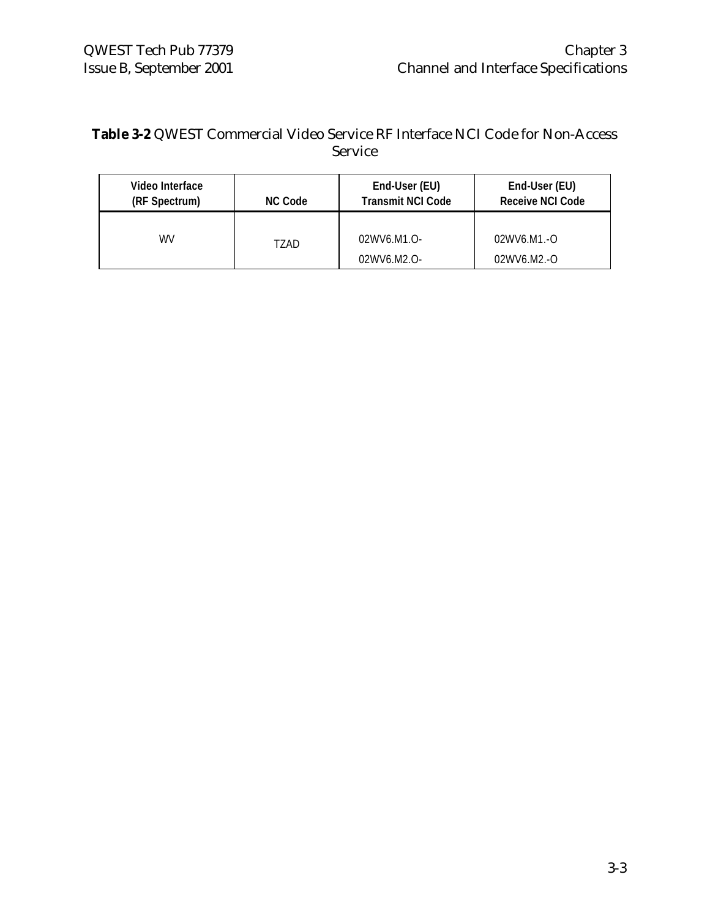**Table 3-2** QWEST Commercial Video Service RF Interface NCI Code for Non-Access Service

| Video Interface (RF Spectrum) | NC Code | End-User (EU) Transmit NCI Code | End-User (EU) Receive NCI Code |
|---|---|---|---|
| WV | TZAD | 02WV6.M1.O-<br>02WV6.M2.O- | 02WV6.M1.-O<br>02WV6.M2.-O |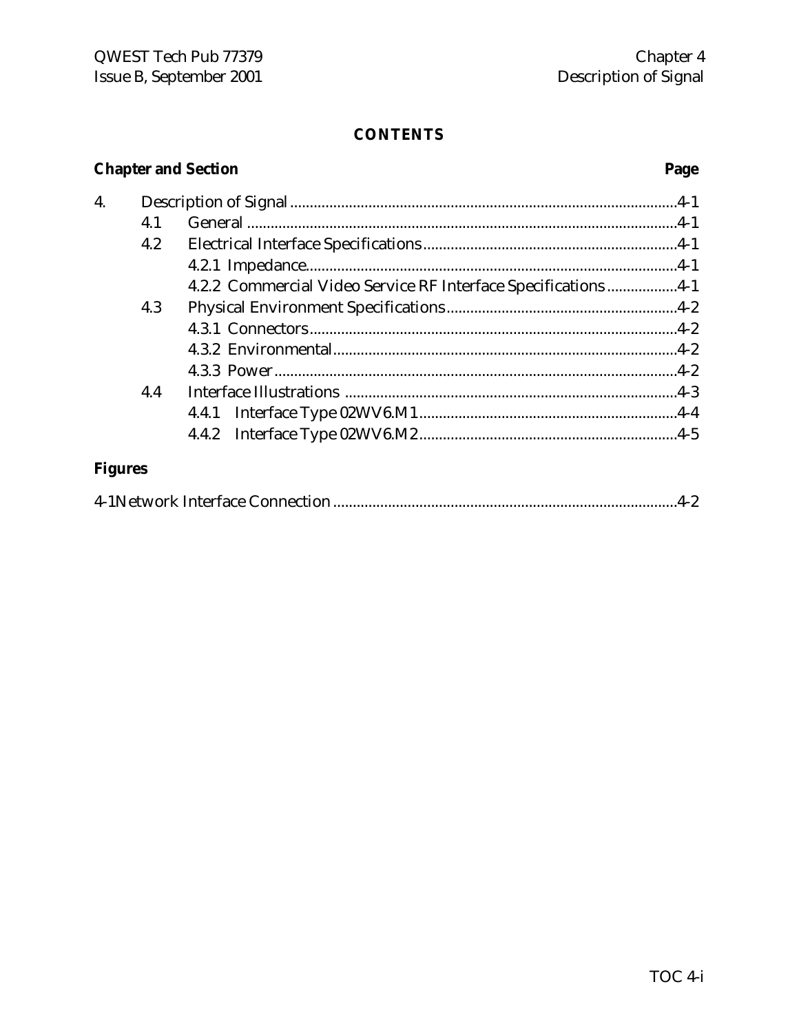# CONTENTS

| Chapter and Section | | | Page |
|---|---|---|---|
| 4. | Description of Signal | | 4-1 |
| | 4.1 | General | 4-1 |
| | 4.2 | Electrical Interface Specifications | 4-1 |
| | | 4.2.1 Impedance | 4-1 |
| | | 4.2.2 Commercial Video Service RF Interface Specifications | 4-1 |
| | 4.3 | Physical Environment Specifications | 4-2 |
| | | 4.3.1 Connectors | 4-2 |
| | | 4.3.2 Environmental | 4-2 |
| | | 4.3.3 Power | 4-2 |
| | 4.4 | Interface Illustrations | 4-3 |
| | | 4.4.1 Interface Type 02WV6.M1 | 4-4 |
| | | 4.4.2 Interface Type 02WV6.M2 | 4-5 |

**Figures**

| | |
|---|---|
| 4-1Network Interface Connection | 4-2 |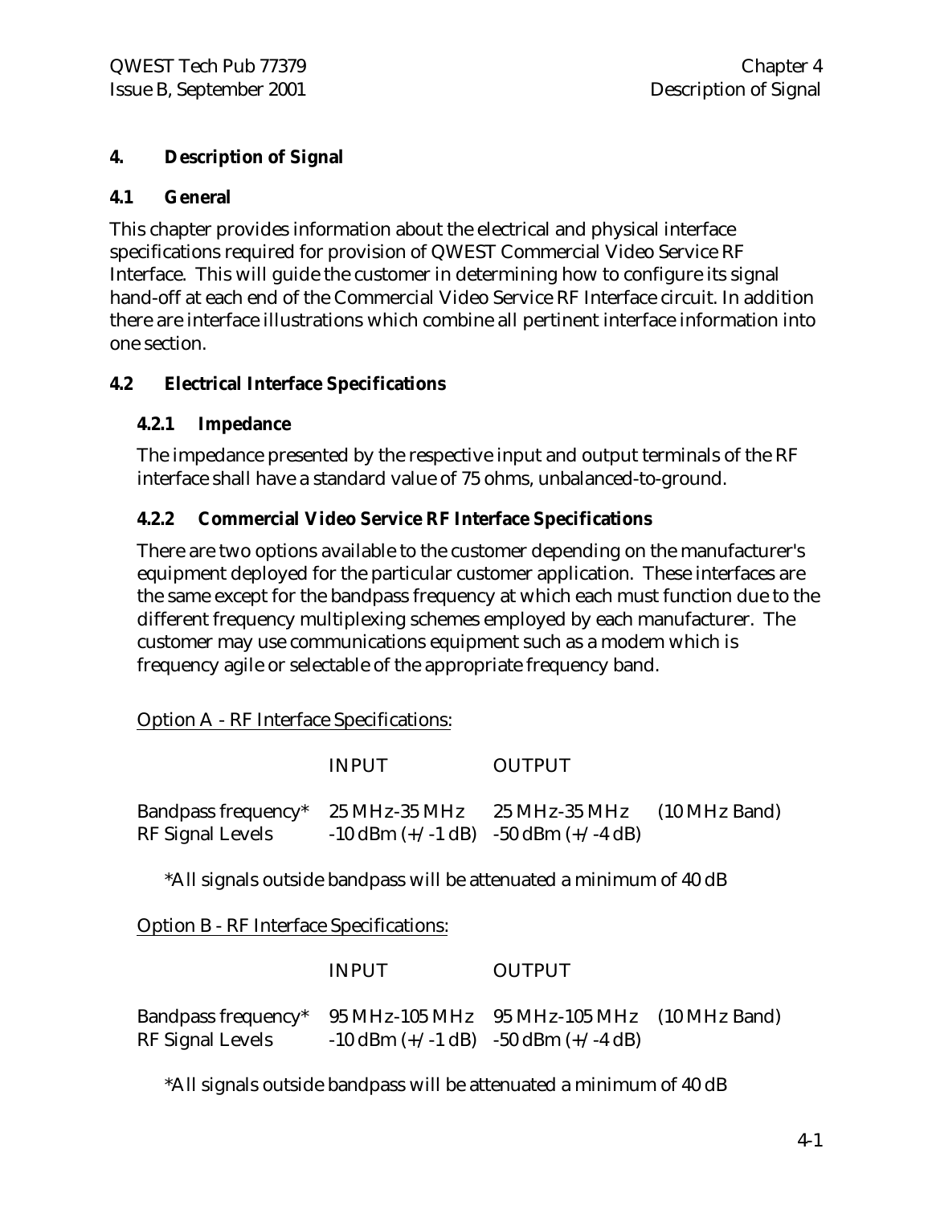# 4. Description of Signal

## 4.1 General

This chapter provides information about the electrical and physical interface specifications required for provision of QWEST Commercial Video Service RF Interface. This will guide the customer in determining how to configure its signal hand-off at each end of the Commercial Video Service RF Interface circuit. In addition there are interface illustrations which combine all pertinent interface information into one section.

## 4.2 Electrical Interface Specifications

### 4.2.1 Impedance

The impedance presented by the respective input and output terminals of the RF interface shall have a standard value of 75 ohms, unbalanced-to-ground.

### 4.2.2 Commercial Video Service RF Interface Specifications

There are two options available to the customer depending on the manufacturer's equipment deployed for the particular customer application. These interfaces are the same except for the bandpass frequency at which each must function due to the different frequency multiplexing schemes employed by each manufacturer. The customer may use communications equipment such as a modem which is frequency agile or selectable of the appropriate frequency band.

<u>Option A - RF Interface Specifications:</u>

| | INPUT | OUTPUT | |
|---|---|---|---|
| Bandpass frequency* | 25 MHz-35 MHz | 25 MHz-35 MHz | (10 MHz Band) |
| RF Signal Levels | -10 dBm (+/-1 dB) | -50 dBm (+/-4 dB) | |

*All signals outside bandpass will be attenuated a minimum of 40 dB

<u>Option B - RF Interface Specifications:</u>

| | INPUT | OUTPUT | |
|---|---|---|---|
| Bandpass frequency* | 95 MHz-105 MHz | 95 MHz-105 MHz | (10 MHz Band) |
| RF Signal Levels | -10 dBm (+/-1 dB) | -50 dBm (+/-4 dB) | |

*All signals outside bandpass will be attenuated a minimum of 40 dB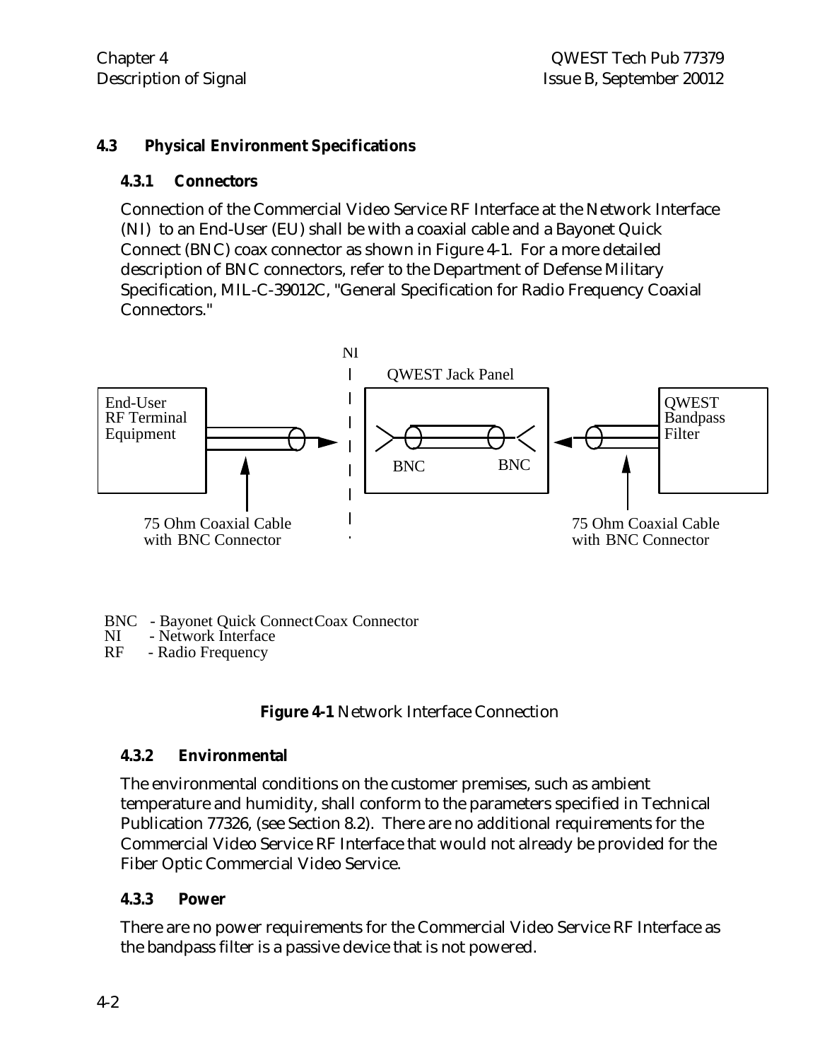### 4.3 Physical Environment Specifications

#### 4.3.1 Connectors

Connection of the Commercial Video Service RF Interface at the Network Interface (NI) to an End-User (EU) shall be with a coaxial cable and a Bayonet Quick Connect (BNC) coax connector as shown in Figure 4-1. For a more detailed description of BNC connectors, refer to the Department of Defense Military Specification, MIL-C-39012C, "General Specification for Radio Frequency Coaxial Connectors."

NI

QWEST Jack Panel

End-User RF Terminal Equipment

BNC BNC

QWEST Bandpass Filter

75 Ohm Coaxial Cable with BNC Connector

75 Ohm Coaxial Cable with BNC Connector

BNC - Bayonet Quick Connect Coax Connector
NI - Network Interface
RF - Radio Frequency

**Figure 4-1** Network Interface Connection

#### 4.3.2 Environmental

The environmental conditions on the customer premises, such as ambient temperature and humidity, shall conform to the parameters specified in Technical Publication 77326, (see Section 8.2). There are no additional requirements for the Commercial Video Service RF Interface that would not already be provided for the Fiber Optic Commercial Video Service.

#### 4.3.3 Power

There are no power requirements for the Commercial Video Service RF Interface as the bandpass filter is a passive device that is not powered.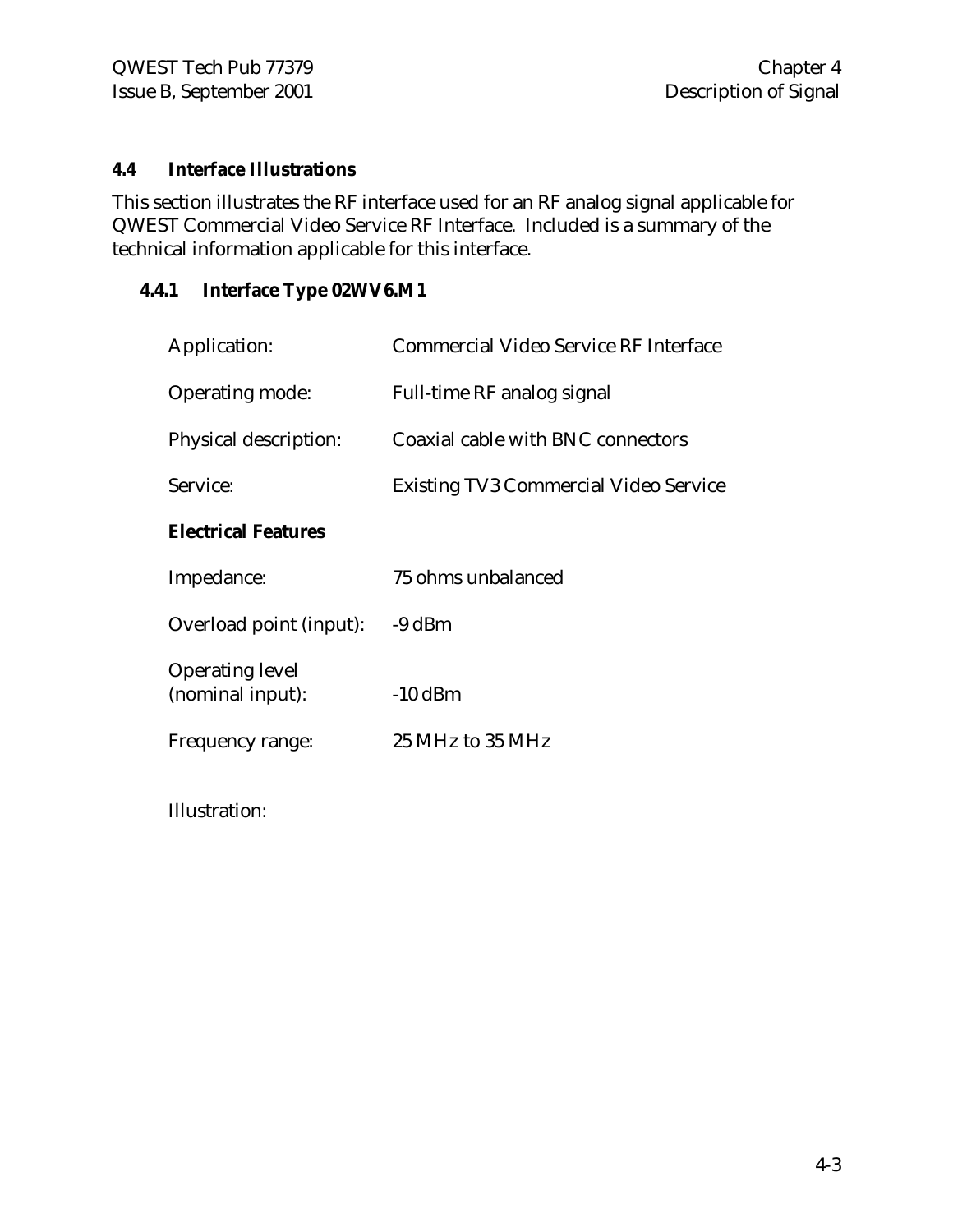## 4.4 Interface Illustrations

This section illustrates the RF interface used for an RF analog signal applicable for QWEST Commercial Video Service RF Interface. Included is a summary of the technical information applicable for this interface.

### 4.4.1 Interface Type 02WV6.M1

Application: Commercial Video Service RF Interface

Operating mode: Full-time RF analog signal

Physical description: Coaxial cable with BNC connectors

Service: Existing TV3 Commercial Video Service

**Electrical Features**

Impedance: 75 ohms unbalanced

Overload point (input): -9 dBm

Operating level (nominal input): -10 dBm

Frequency range: 25 MHz to 35 MHz

Illustration: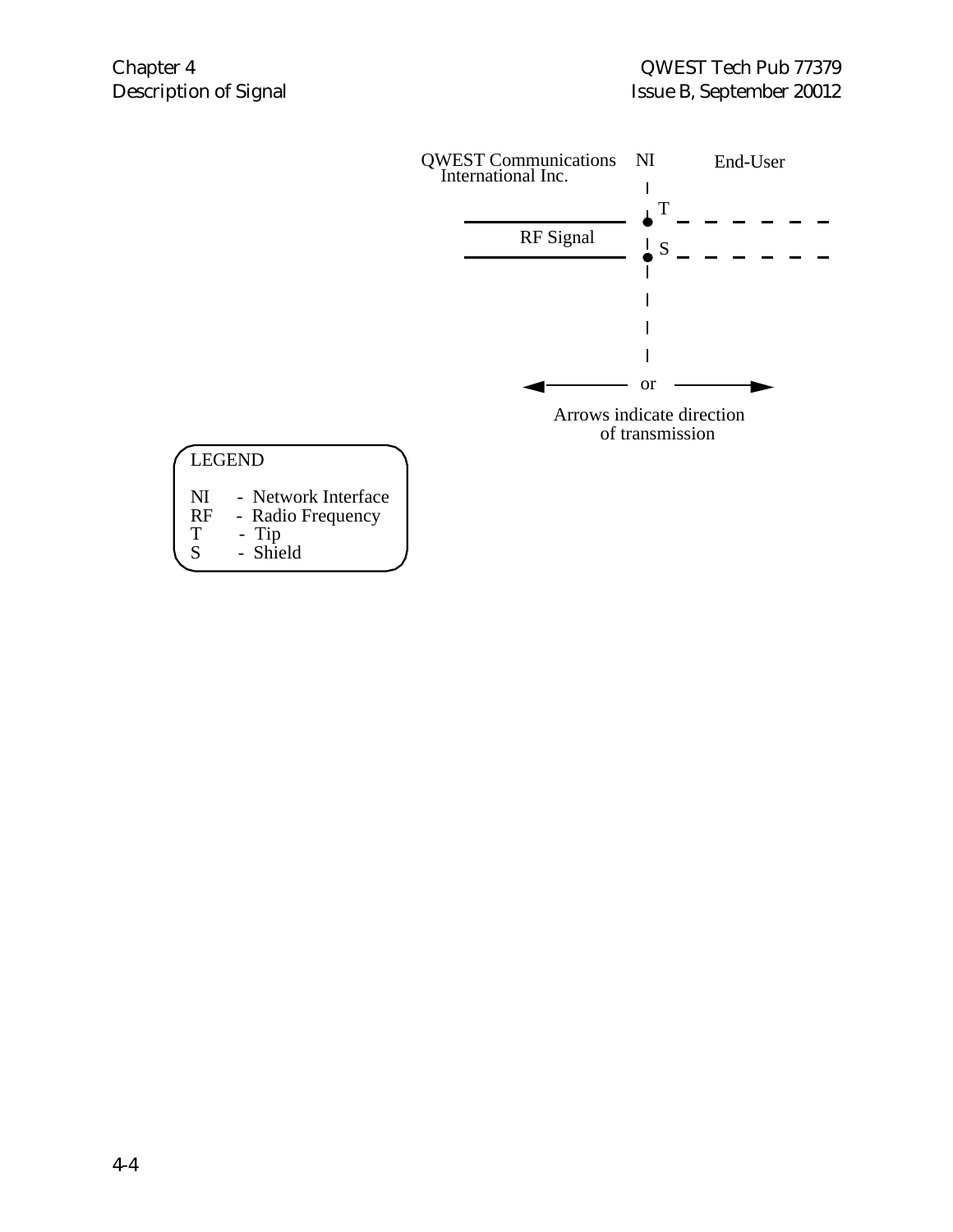QWEST Communications International Inc.

NI

End-User

T

S

RF Signal

or

Arrows indicate direction of transmission

LEGEND

NI - Network Interface
RF - Radio Frequency
T - Tip
S - Shield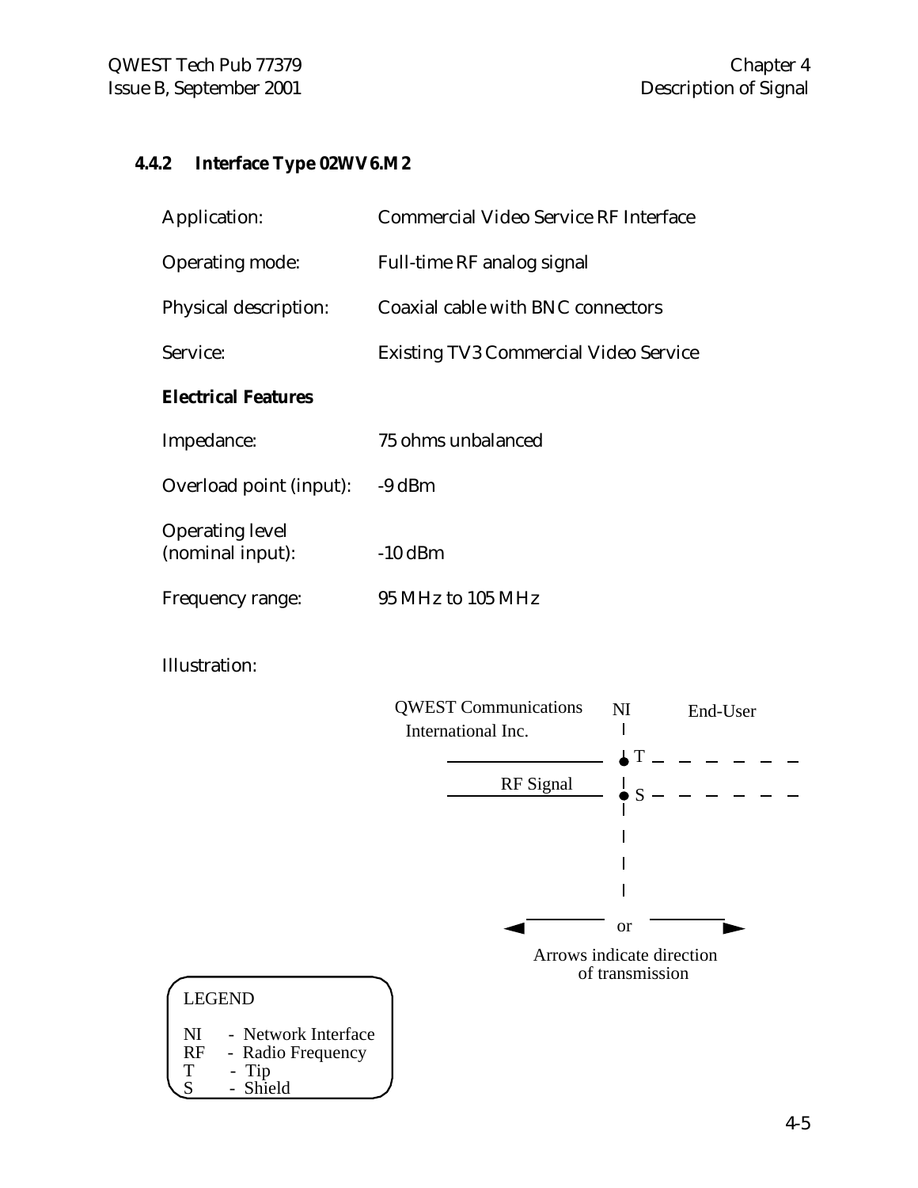#### 4.4.2 Interface Type 02WV6.M2

| | |
|---|---|
| Application: | Commercial Video Service RF Interface |
| Operating mode: | Full-time RF analog signal |
| Physical description: | Coaxial cable with BNC connectors |
| Service: | Existing TV3 Commercial Video Service |

**Electrical Features**

| | |
|---|---|
| Impedance: | 75 ohms unbalanced |
| Overload point (input): | -9 dBm |
| Operating level (nominal input): | -10 dBm |
| Frequency range: | 95 MHz to 105 MHz |

Illustration:

QWEST Communications International Inc.

NI

End-User

RF Signal

T

S

or

Arrows indicate direction of transmission

LEGEND

NI - Network Interface
RF - Radio Frequency
T - Tip
S - Shield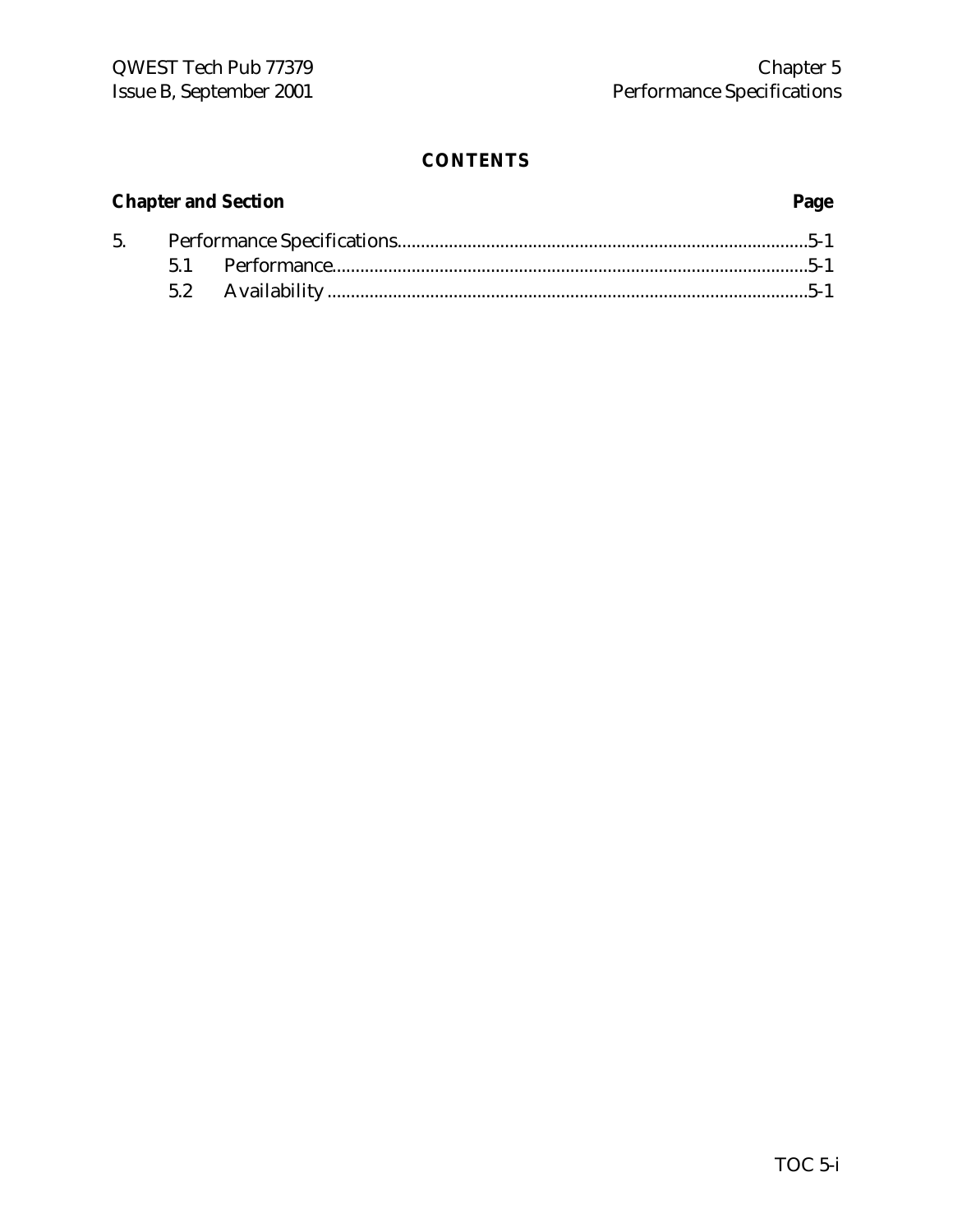**CONTENTS**

| Chapter and Section | | Page |
|---|---|---|
| 5. | Performance Specifications | 5-1 |
| | 5.1 Performance | 5-1 |
| | 5.2 Availability | 5-1 |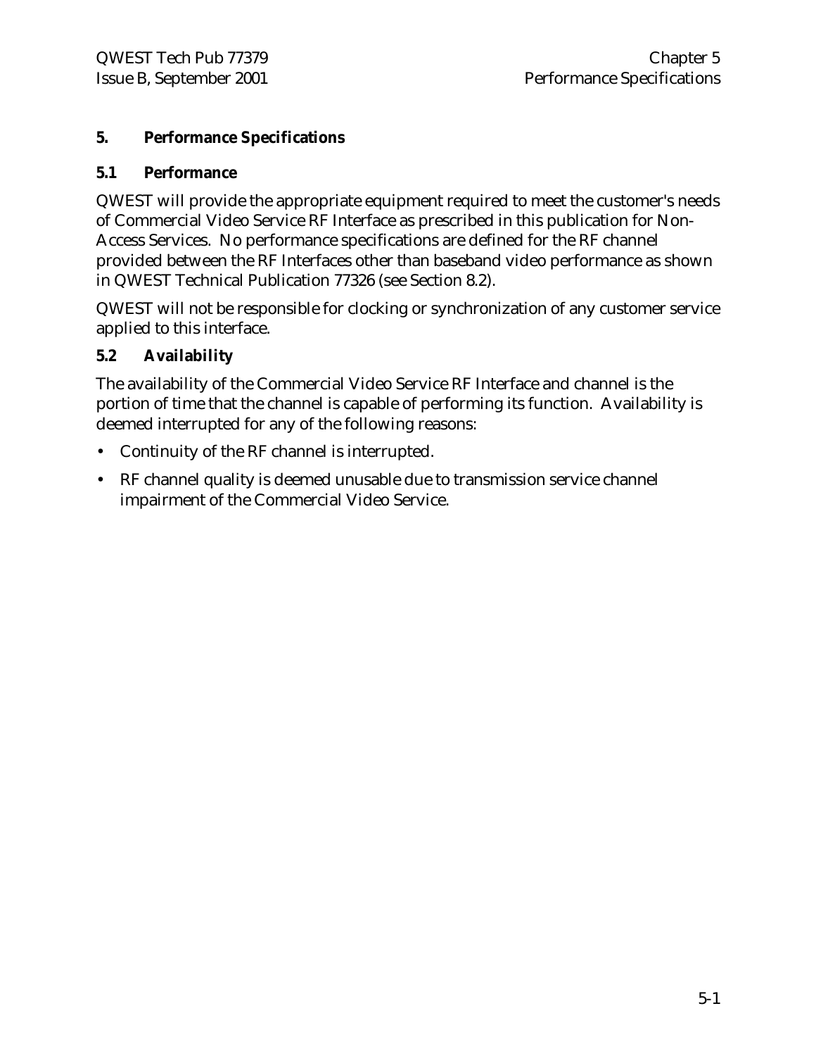# 5. Performance Specifications

## 5.1 Performance

QWEST will provide the appropriate equipment required to meet the customer's needs of Commercial Video Service RF Interface as prescribed in this publication for Non-Access Services. No performance specifications are defined for the RF channel provided between the RF Interfaces other than baseband video performance as shown in QWEST Technical Publication 77326 (see Section 8.2).

QWEST will not be responsible for clocking or synchronization of any customer service applied to this interface.

## 5.2 Availability

The availability of the Commercial Video Service RF Interface and channel is the portion of time that the channel is capable of performing its function. Availability is deemed interrupted for any of the following reasons:

- Continuity of the RF channel is interrupted.
- RF channel quality is deemed unusable due to transmission service channel impairment of the Commercial Video Service.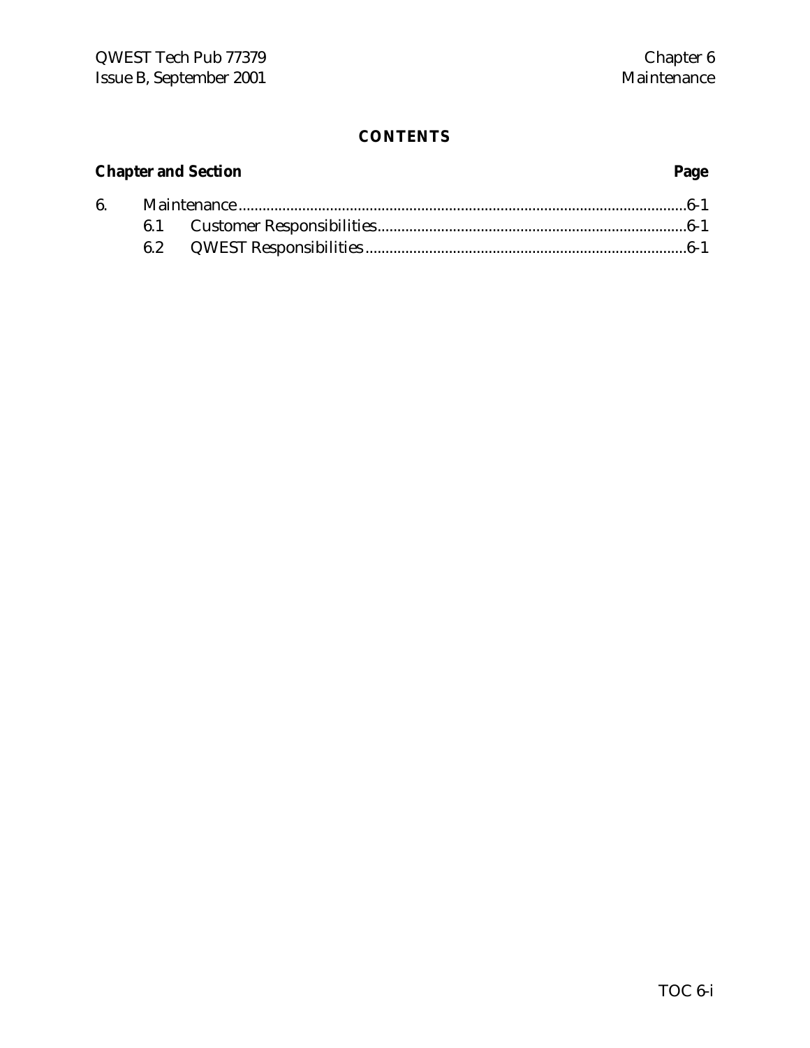## CONTENTS

| Chapter and Section | | Page |
|---|---|---|
| 6. | Maintenance | 6-1 |
| 6.1 | Customer Responsibilities | 6-1 |
| 6.2 | QWEST Responsibilities | 6-1 |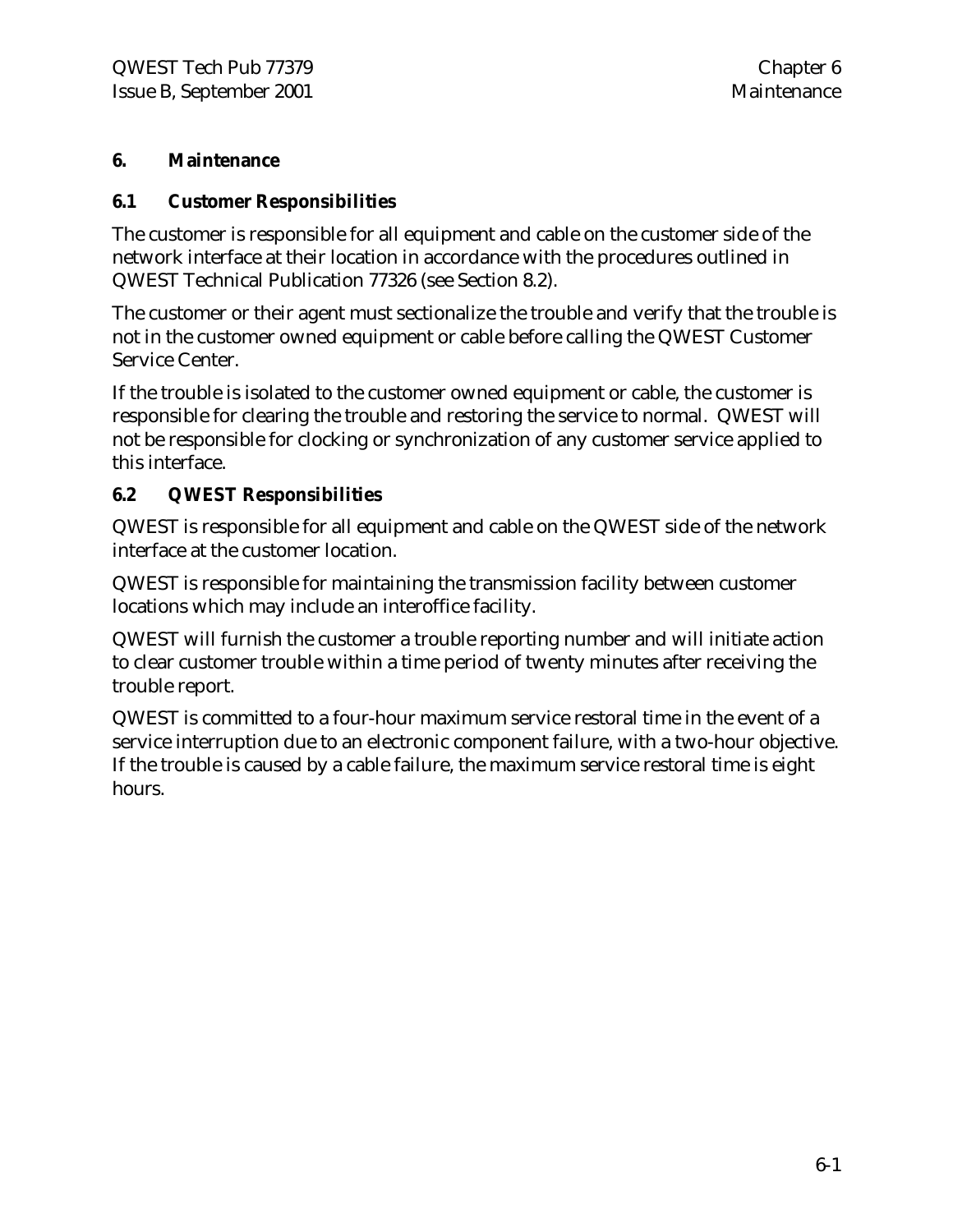# 6. Maintenance

## 6.1 Customer Responsibilities

The customer is responsible for all equipment and cable on the customer side of the network interface at their location in accordance with the procedures outlined in QWEST Technical Publication 77326 (see Section 8.2).

The customer or their agent must sectionalize the trouble and verify that the trouble is not in the customer owned equipment or cable before calling the QWEST Customer Service Center.

If the trouble is isolated to the customer owned equipment or cable, the customer is responsible for clearing the trouble and restoring the service to normal. QWEST will not be responsible for clocking or synchronization of any customer service applied to this interface.

## 6.2 QWEST Responsibilities

QWEST is responsible for all equipment and cable on the QWEST side of the network interface at the customer location.

QWEST is responsible for maintaining the transmission facility between customer locations which may include an interoffice facility.

QWEST will furnish the customer a trouble reporting number and will initiate action to clear customer trouble within a time period of twenty minutes after receiving the trouble report.

QWEST is committed to a four-hour maximum service restoral time in the event of a service interruption due to an electronic component failure, with a two-hour objective. If the trouble is caused by a cable failure, the maximum service restoral time is eight hours.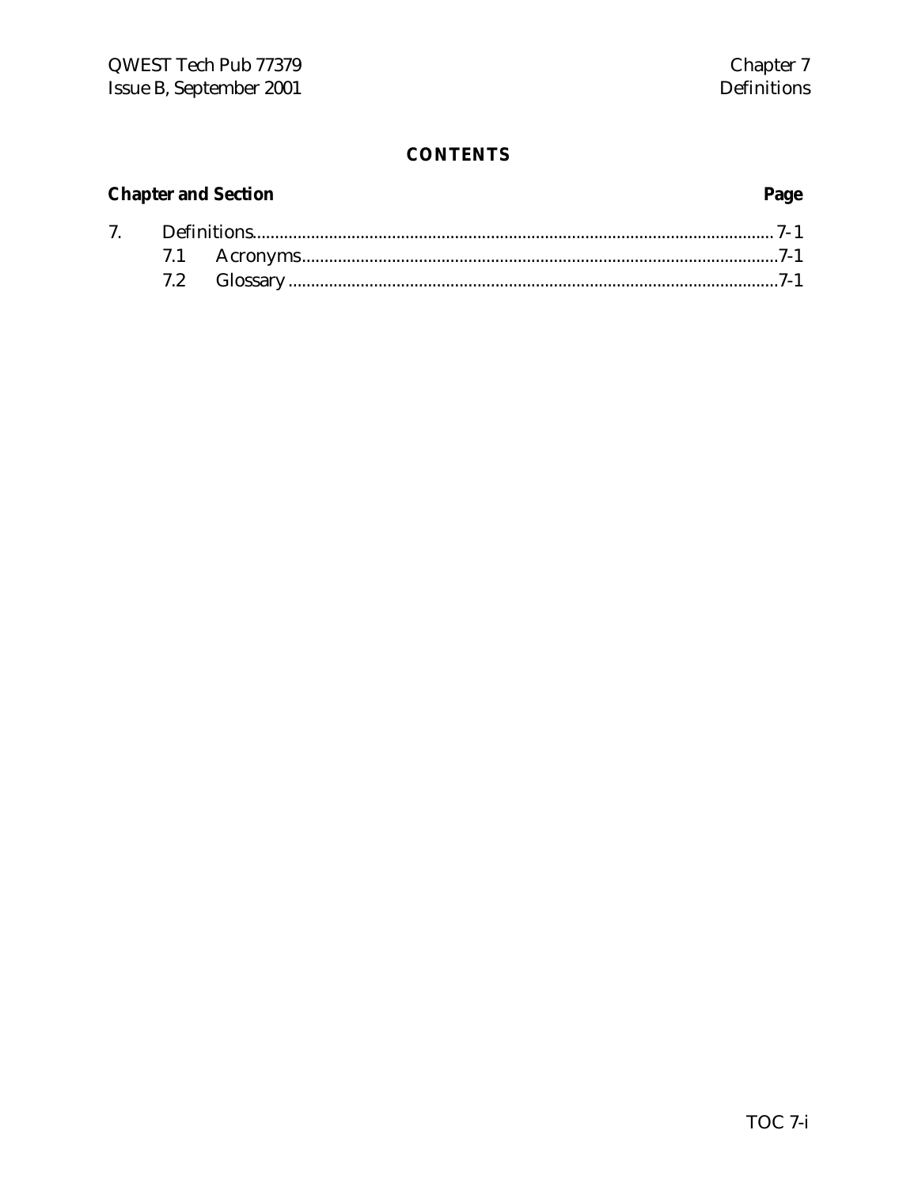# CONTENTS

| Chapter and Section | | Page |
| --- | --- | --- |
| 7. | Definitions | 7-1 |
| | 7.1 Acronyms | 7-1 |
| | 7.2 Glossary | 7-1 |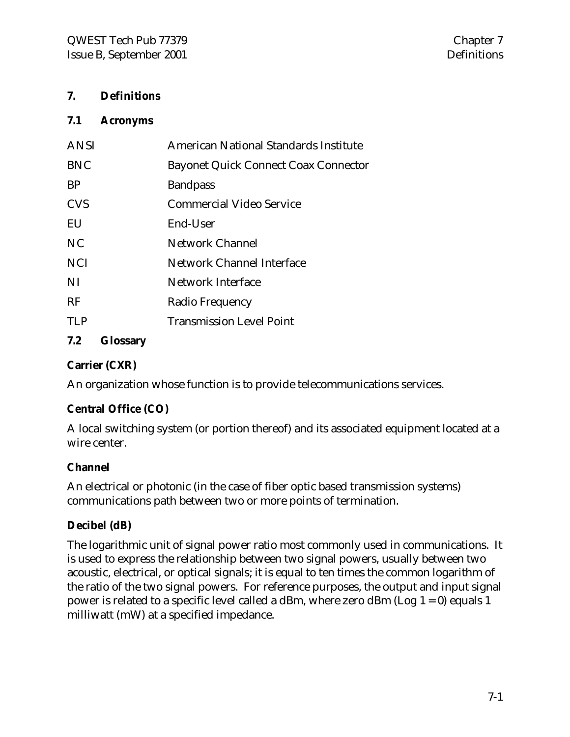# 7. Definitions

## 7.1 Acronyms

| | |
|---|---|
| ANSI | American National Standards Institute |
| BNC | Bayonet Quick Connect Coax Connector |
| BP | Bandpass |
| CVS | Commercial Video Service |
| EU | End-User |
| NC | Network Channel |
| NCI | Network Channel Interface |
| NI | Network Interface |
| RF | Radio Frequency |
| TLP | Transmission Level Point |

## 7.2 Glossary

**Carrier (CXR)**

An organization whose function is to provide telecommunications services.

**Central Office (CO)**

A local switching system (or portion thereof) and its associated equipment located at a wire center.

**Channel**

An electrical or photonic (in the case of fiber optic based transmission systems) communications path between two or more points of termination.

**Decibel (dB)**

The logarithmic unit of signal power ratio most commonly used in communications. It is used to express the relationship between two signal powers, usually between two acoustic, electrical, or optical signals; it is equal to ten times the common logarithm of the ratio of the two signal powers. For reference purposes, the output and input signal power is related to a specific level called a dBm, where zero dBm (Log 1 = 0) equals 1 milliwatt (mW) at a specified impedance.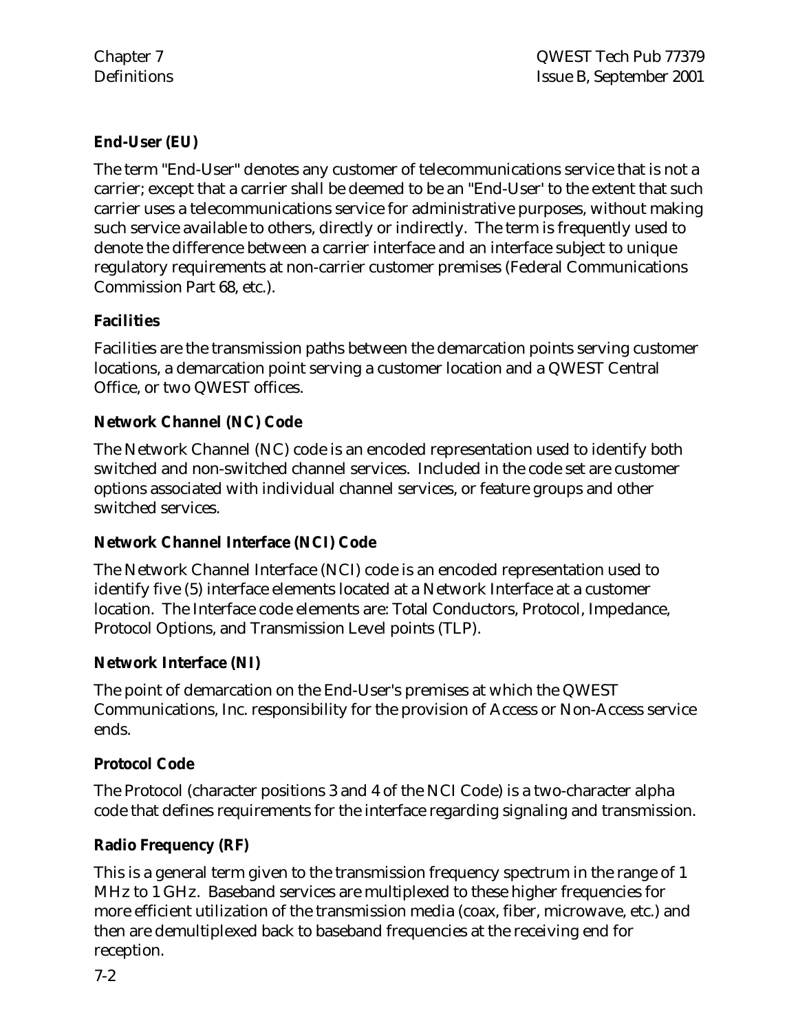**End-User (EU)**

The term "End-User" denotes any customer of telecommunications service that is not a carrier; except that a carrier shall be deemed to be an "End-User' to the extent that such carrier uses a telecommunications service for administrative purposes, without making such service available to others, directly or indirectly. The term is frequently used to denote the difference between a carrier interface and an interface subject to unique regulatory requirements at non-carrier customer premises (Federal Communications Commission Part 68, etc.).

**Facilities**

Facilities are the transmission paths between the demarcation points serving customer locations, a demarcation point serving a customer location and a QWEST Central Office, or two QWEST offices.

**Network Channel (NC) Code**

The Network Channel (NC) code is an encoded representation used to identify both switched and non-switched channel services. Included in the code set are customer options associated with individual channel services, or feature groups and other switched services.

**Network Channel Interface (NCI) Code**

The Network Channel Interface (NCI) code is an encoded representation used to identify five (5) interface elements located at a Network Interface at a customer location. The Interface code elements are: Total Conductors, Protocol, Impedance, Protocol Options, and Transmission Level points (TLP).

**Network Interface (NI)**

The point of demarcation on the End-User's premises at which the QWEST Communications, Inc. responsibility for the provision of Access or Non-Access service ends.

**Protocol Code**

The Protocol (character positions 3 and 4 of the NCI Code) is a two-character alpha code that defines requirements for the interface regarding signaling and transmission.

**Radio Frequency (RF)**

This is a general term given to the transmission frequency spectrum in the range of 1 MHz to 1 GHz. Baseband services are multiplexed to these higher frequencies for more efficient utilization of the transmission media (coax, fiber, microwave, etc.) and then are demultiplexed back to baseband frequencies at the receiving end for reception.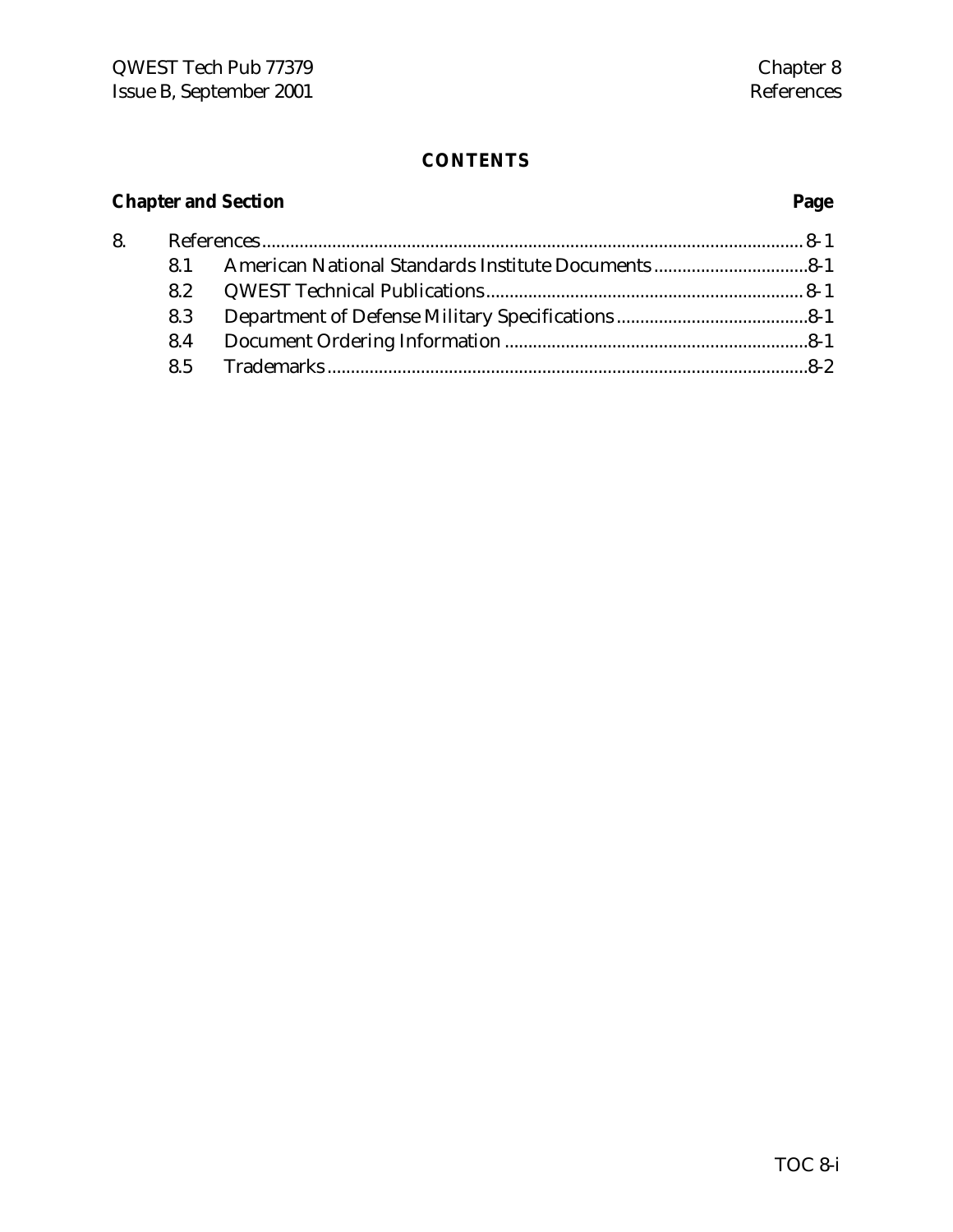## CONTENTS

| Chapter and Section | | Page |
|---|---|---|
| 8. | References | 8-1 |
| 8.1 | American National Standards Institute Documents | 8-1 |
| 8.2 | QWEST Technical Publications | 8-1 |
| 8.3 | Department of Defense Military Specifications | 8-1 |
| 8.4 | Document Ordering Information | 8-1 |
| 8.5 | Trademarks | 8-2 |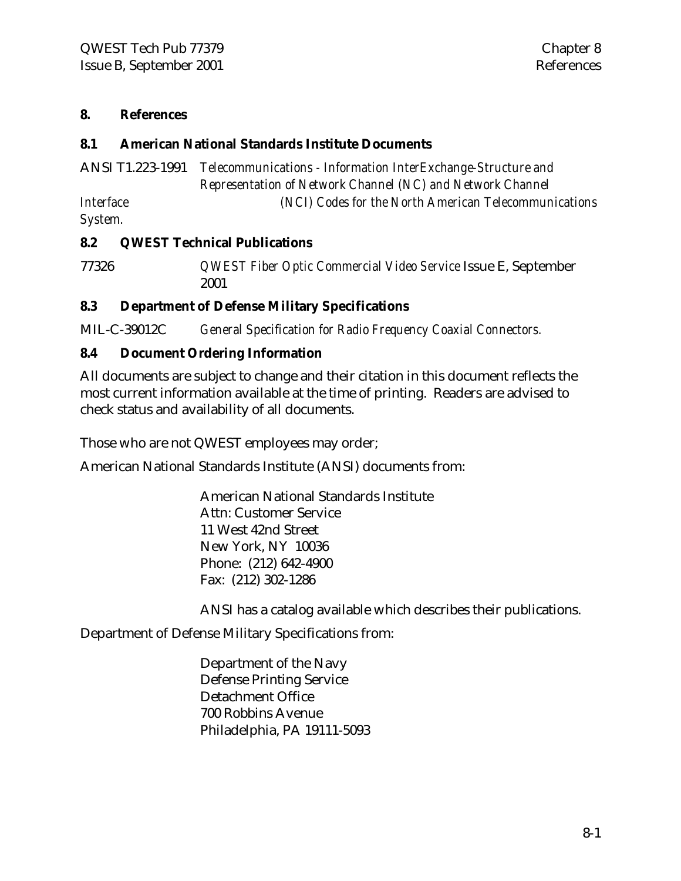# 8. References

## 8.1 American National Standards Institute Documents

ANSI T1.223-1991 *Telecommunications - Information InterExchange-Structure and Representation of Network Channel (NC) and Network Channel Interface (NCI) Codes for the North American Telecommunications System.*

## 8.2 QWEST Technical Publications

77326 *QWEST Fiber Optic Commercial Video Service* Issue E, September 2001

## 8.3 Department of Defense Military Specifications

MIL-C-39012C *General Specification for Radio Frequency Coaxial Connectors.*

## 8.4 Document Ordering Information

All documents are subject to change and their citation in this document reflects the most current information available at the time of printing. Readers are advised to check status and availability of all documents.

Those who are not QWEST employees may order;

American National Standards Institute (ANSI) documents from:

American National Standards Institute
Attn: Customer Service
11 West 42nd Street
New York, NY 10036
Phone: (212) 642-4900
Fax: (212) 302-1286

ANSI has a catalog available which describes their publications.

Department of Defense Military Specifications from:

Department of the Navy
Defense Printing Service
Detachment Office
700 Robbins Avenue
Philadelphia, PA 19111-5093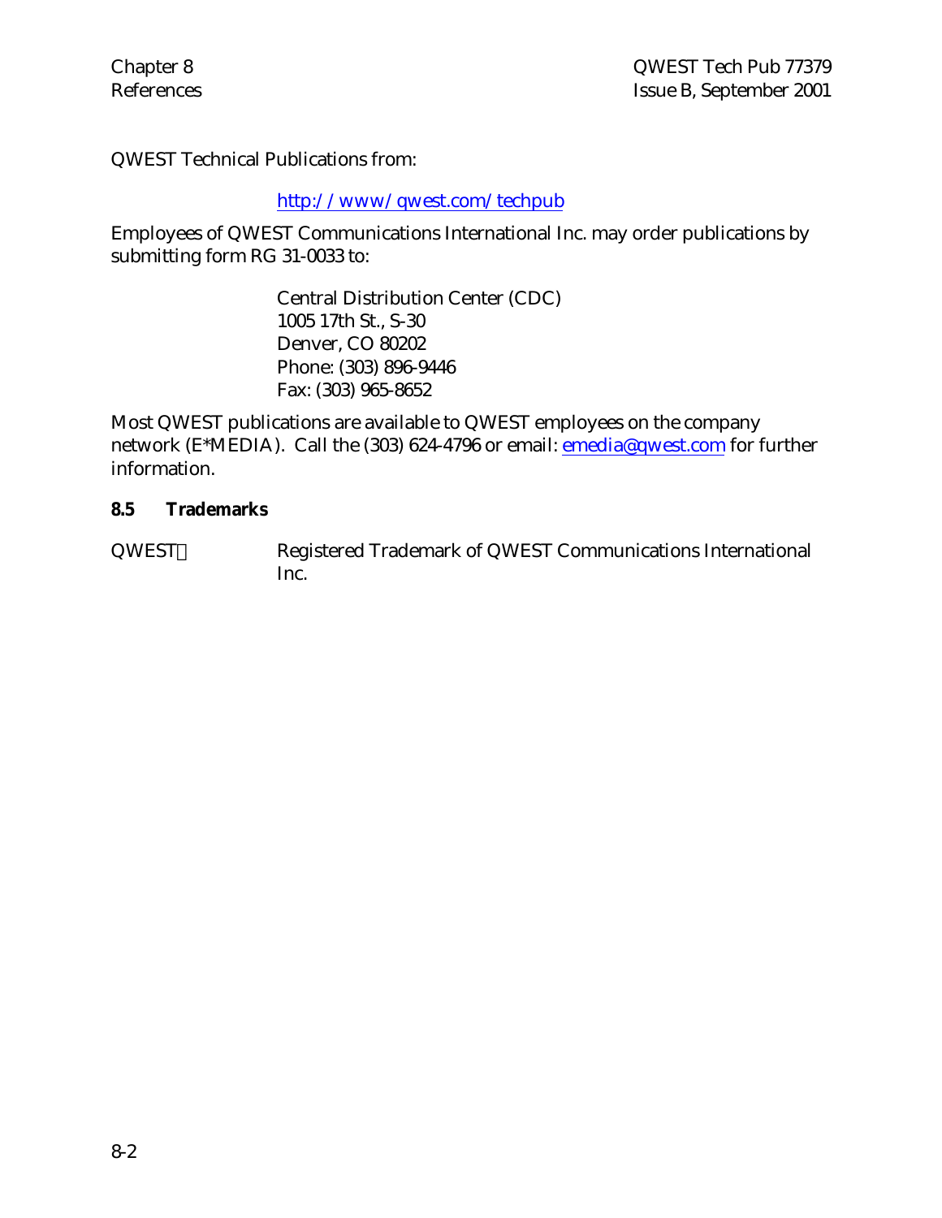QWEST Technical Publications from:

http://www/qwest.com/techpub

Employees of QWEST Communications International Inc. may order publications by submitting form RG 31-0033 to:

Central Distribution Center (CDC)
1005 17th St., S-30
Denver, CO 80202
Phone: (303) 896-9446
Fax: (303) 965-8652

Most QWEST publications are available to QWEST employees on the company network (E*MEDIA). Call the (303) 624-4796 or email: emedia@qwest.com for further information.

## 8.5 Trademarks

| | |
|---|---|
| QWEST® | Registered Trademark of QWEST Communications International Inc. |